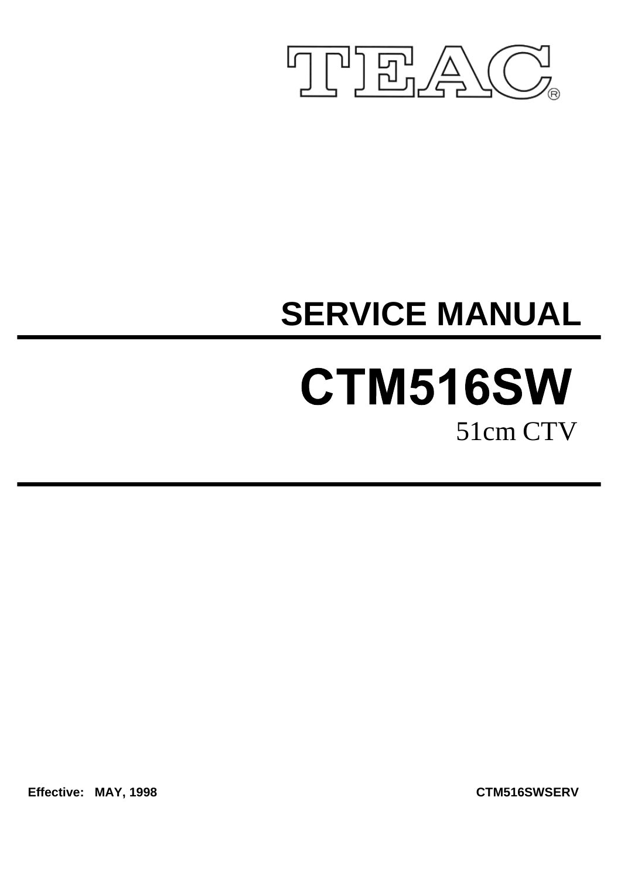TEAC®

# SERVICE MANUAL

# CTM516SW

51cm CTV

**Effective: MAY, 1998**

**CTM516SWSERV**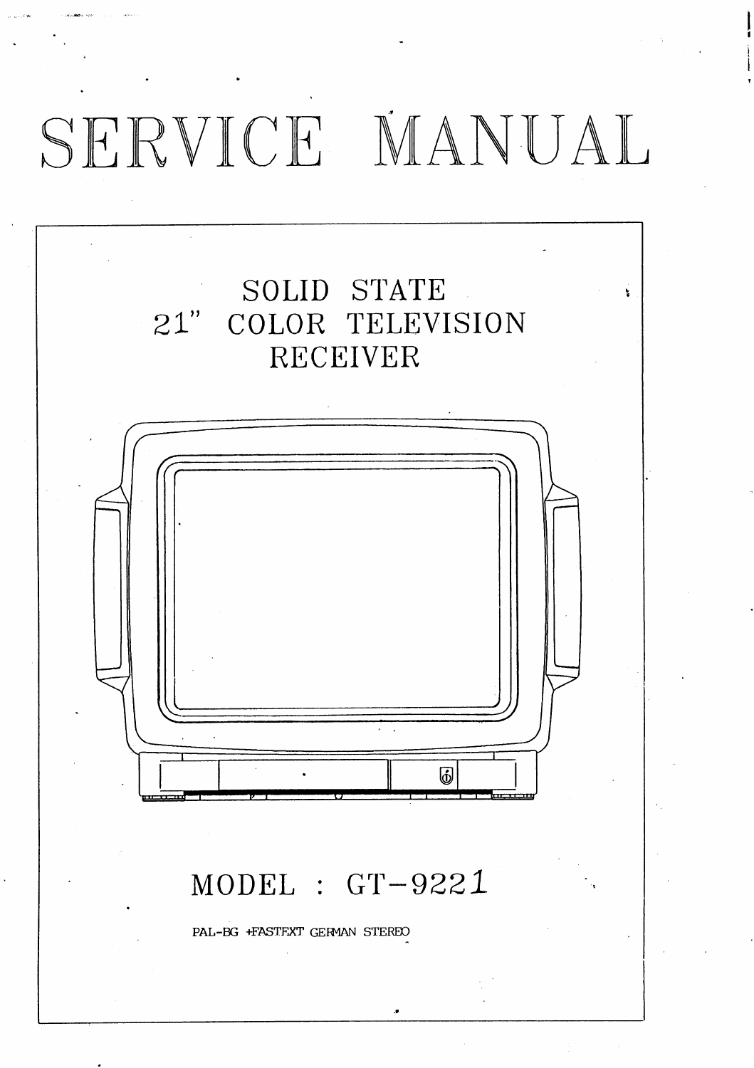# SERVICE MANUAL

## SOLID STATE 21" COLOR TELEVISION RECEIVER

## MODEL : GT-9221

PAL-BG +FASTEXT GERMAN STEREO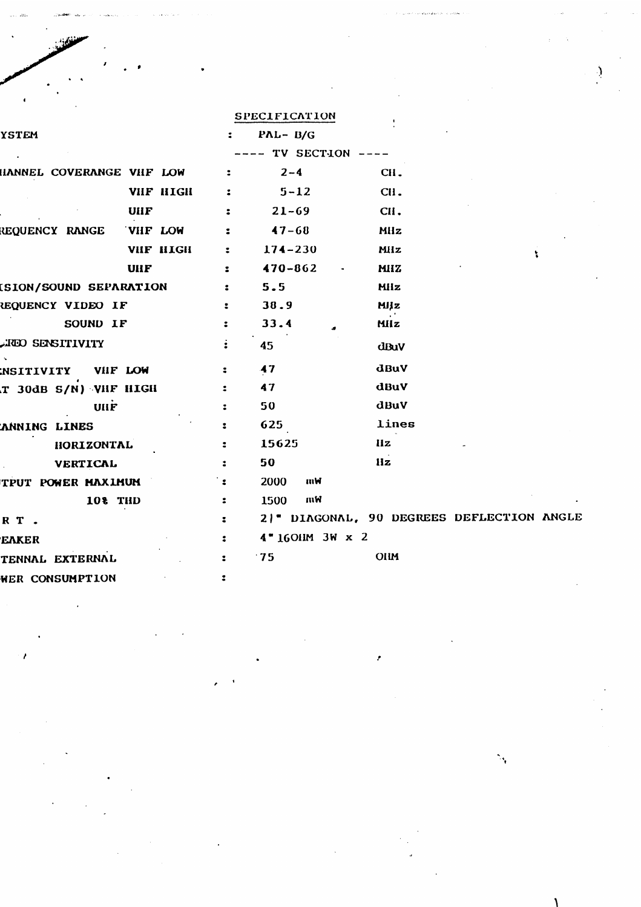## SPECIFICATION

| | | | |
|---|---|---|---|
| YSTEM | | : | PAL- B/G |
| | | | ---- TV SECTION ---- |
| HANNEL COVERANGE | VHF LOW | : | 2-4 CH. |
| | VHF HIGH | : | 5-12 CH. |
| | UHF | : | 21-69 CH. |
| REQUENCY RANGE | VHF LOW | : | 47-68 MHz |
| | VHF HIGH | : | 174-230 MHz |
| | UHF | : | 470-862 MHZ |
| ISION/SOUND SEPARATION | | : | 5.5 MHz |
| REQUENCY VIDEO IF | | : | 38.9 MHz |
| | SOUND IF | : | 33.4 MHz |
| REO SENSITIVITY | | : | 45 dBuV |
| ENSITIVITY | VHF LOW | : | 47 dBuV |
| T 30dB S/N) | VHF HIGH | : | 47 dBuV |
| | UHF | : | 50 dBuV |
| ANNING LINES | | : | 625 lines |
| | HORIZONTAL | : | 15625 Hz |
| | VERTICAL | : | 50 Hz |
| TPUT POWER MAXIMUM | | : | 2000 mW |
| | 10% THD | : | 1500 mW |
| R T . | | : | 21" DIAGONAL, 90 DEGREES DEFLECTION ANGLE |
| EAKER | | : | 4" 16OHM 3W x 2 |
| TENNAL EXTERNAL | | : | 75 OHM |
| WER CONSUMPTION | | : | |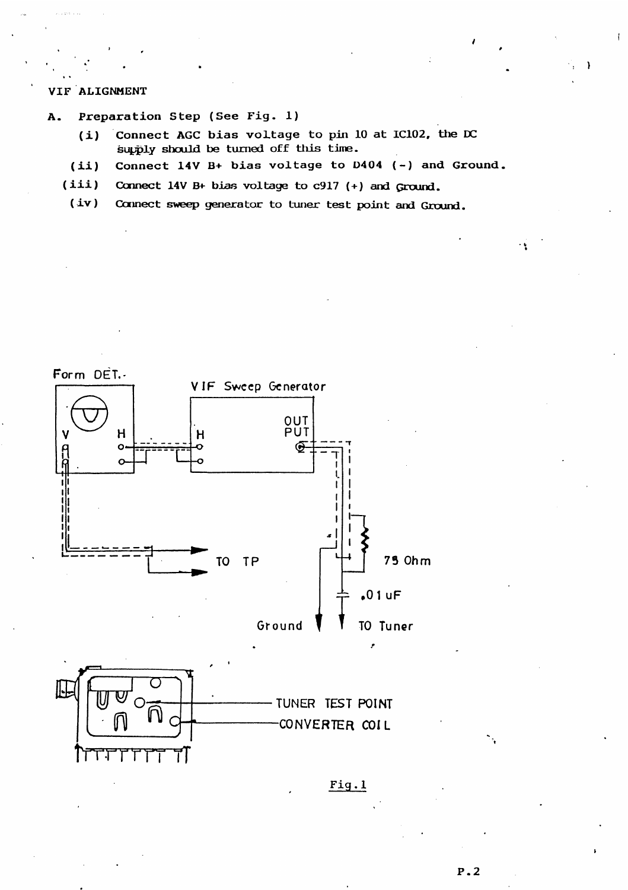VIF ALIGNMENT

A. Preparation Step (See Fig. 1)

(i) Connect AGC bias voltage to pin 10 at IC102, the DC supply should be turned off this time.

(ii) Connect 14V B+ bias voltage to D404 (-) and Ground.

(iii) Connect 14V B+ bias voltage to c917 (+) and Ground.

(iv) Connect sweep generator to tuner test point and Ground.

Form DET. VIF Sweep Generator V H H OUT PUT TO TP 75 Ohm .01 uF Ground TO Tuner TUNER TEST POINT CONVERTER COIL

Fig.1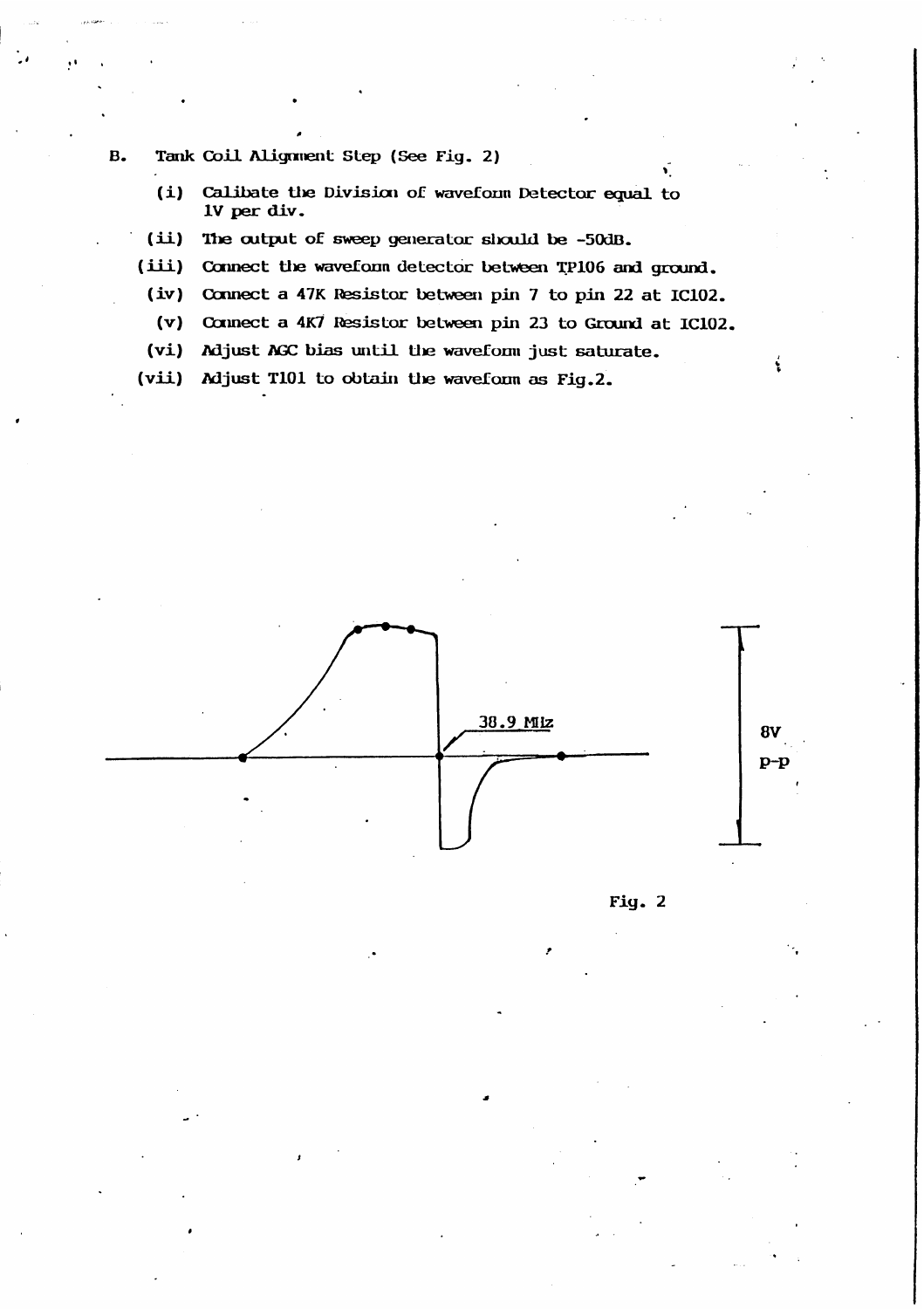B. Tank Coil Alignment Step (See Fig. 2)

(i) Calibate the Division of waveform Detector equal to 1V per div.

(ii) The output of sweep generator should be -50dB.

(iii) Connect the waveform detector between TP106 and ground.

(iv) Connect a 47K Resistor between pin 7 to pin 22 at IC102.

(v) Connect a 4K7 Resistor between pin 23 to Ground at IC102.

(vi) Adjust AGC bias until the waveform just saturate.

(vii) Adjust T101 to obtain the waveform as Fig.2.

38.9 MHz

8V p-p

Fig. 2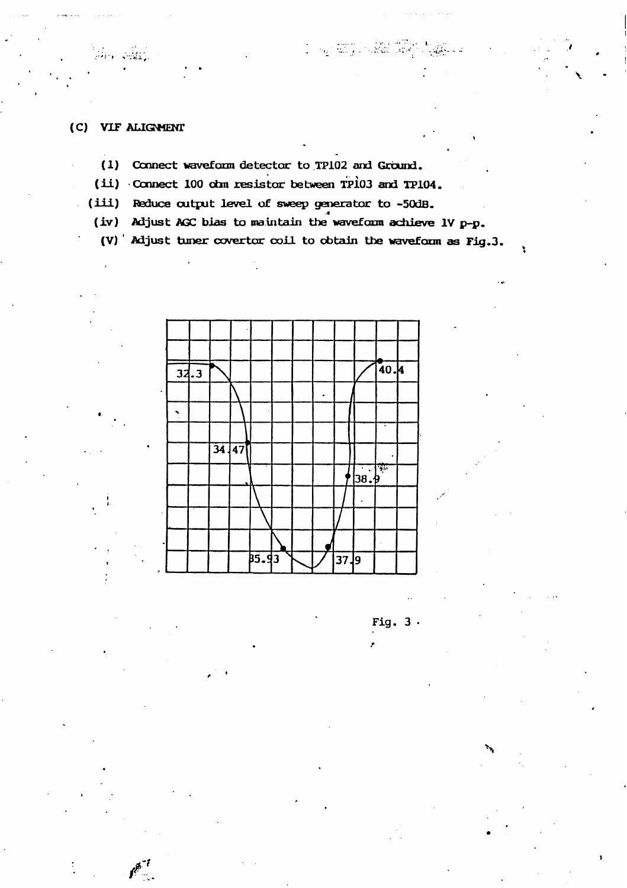## (C) VIF ALIGNMENT

(1) Connect waveform detector to TP102 and Ground.

(ii) Connect 100 ohm resistor between TP103 and TP104.

(iii) Reduce output level of sweep generator to -50dB.

(iv) Adjust AGC bias to maintain the waveform achieve 1V p-p.

(V) Adjust tuner covertor coil to obtain the waveform as Fig.3.

32.3

34.47

35.93

37.9

38.9

40.4

Fig. 3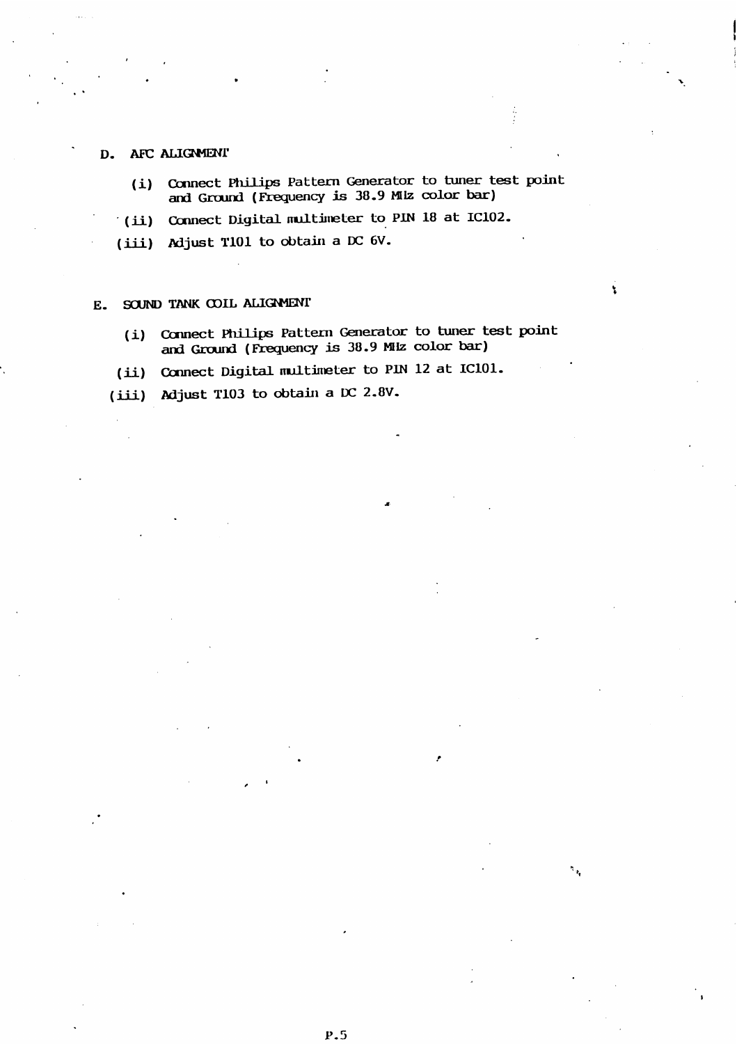## D. AFC ALIGNMENT

(i) Connect Philips Pattern Generator to tuner test point and Ground (Frequency is 38.9 MHz color bar)

(ii) Connect Digital multimeter to PIN 18 at IC102.

(iii) Adjust T101 to obtain a DC 6V.

## E. SOUND TANK COIL ALIGNMENT

(i) Connect Philips Pattern Generator to tuner test point and Ground (Frequency is 38.9 MHz color bar)

(ii) Connect Digital multimeter to PIN 12 at IC101.

(iii) Adjust T103 to obtain a DC 2.8V.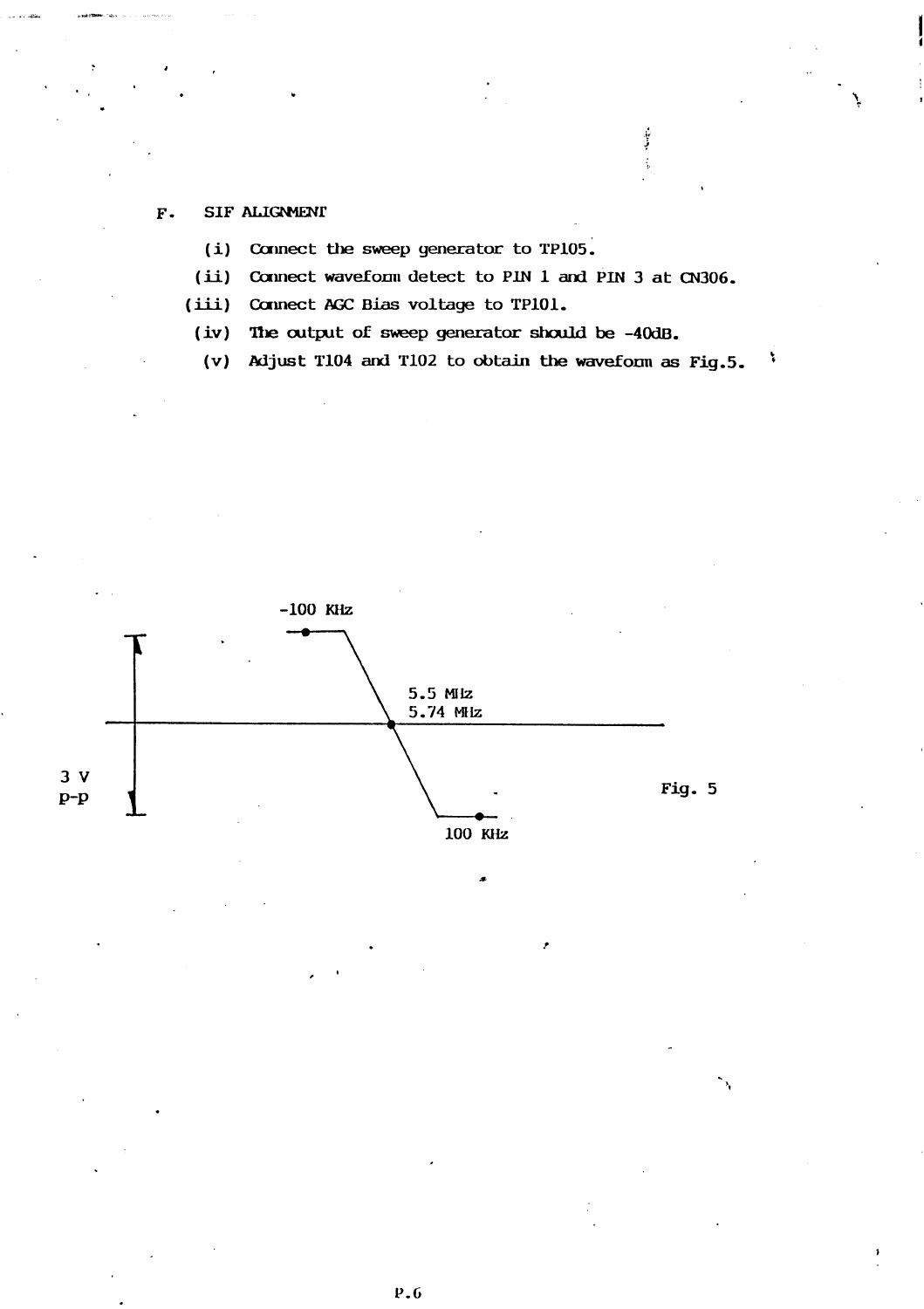## F. SIF ALIGNMENT

(i) Connect the sweep generator to TP105.

(ii) Connect waveform detect to PIN 1 and PIN 3 at CN306.

(iii) Connect AGC Bias voltage to TP101.

(iv) The output of sweep generator should be -40dB.

(v) Adjust T104 and T102 to obtain the waveform as Fig.5.

-100 KHz

5.5 MHz
5.74 MHz

3 V
p-p

100 KHz

Fig. 5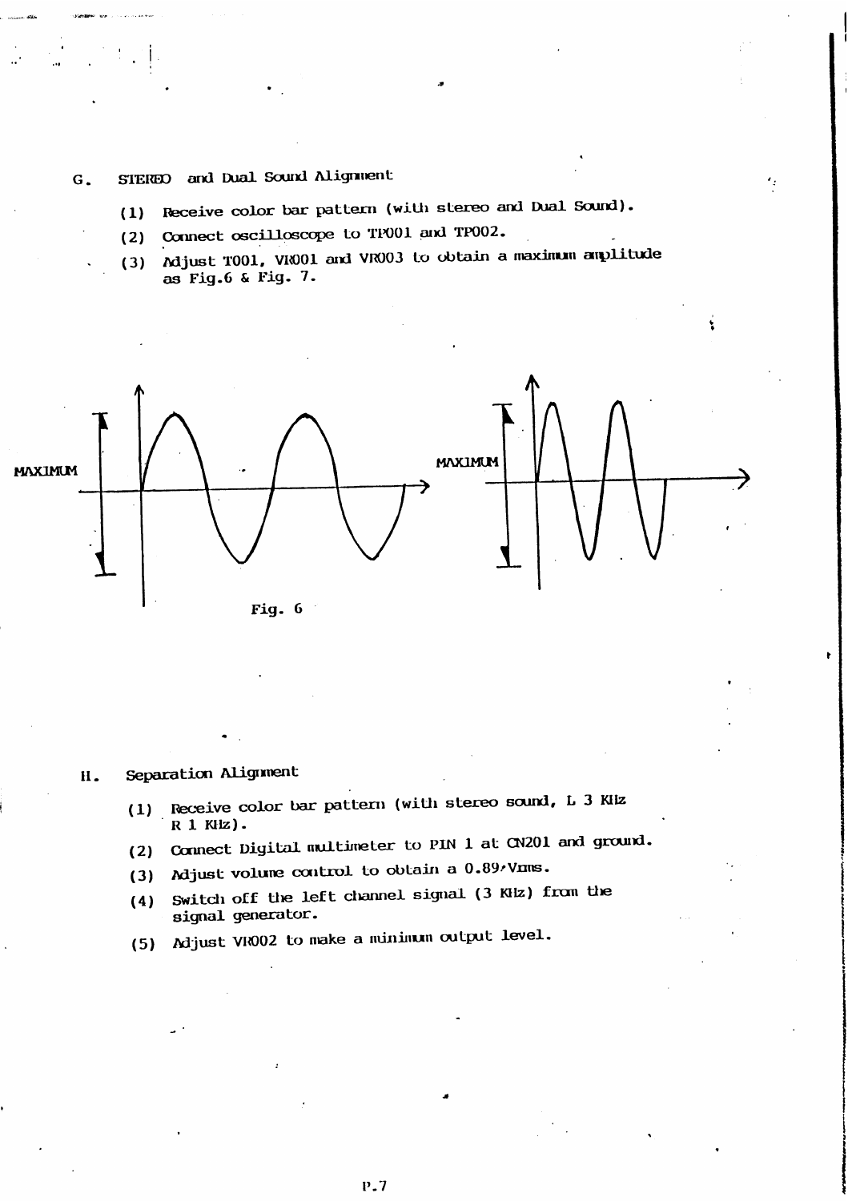## G. STEREO and Dual Sound Alignment

(1) Receive color bar pattern (with stereo and Dual Sound).

(2) Connect oscilloscope to TP001 and TP002.

(3) Adjust T001, VR001 and VR003 to obtain a maximum amplitude as Fig.6 & Fig. 7.

MAXIMUM

MAXIMUM

Fig. 6

## H. Separation Alignment

(1) Receive color bar pattern (with stereo sound, L 3 KHz R 1 KHz).

(2) Connect Digital multimeter to PIN 1 at CN201 and ground.

(3) Adjust volume control to obtain a 0.89Vrms.

(4) Switch off the left channel signal (3 KHz) from the signal generator.

(5) Adjust VR002 to make a minimum output level.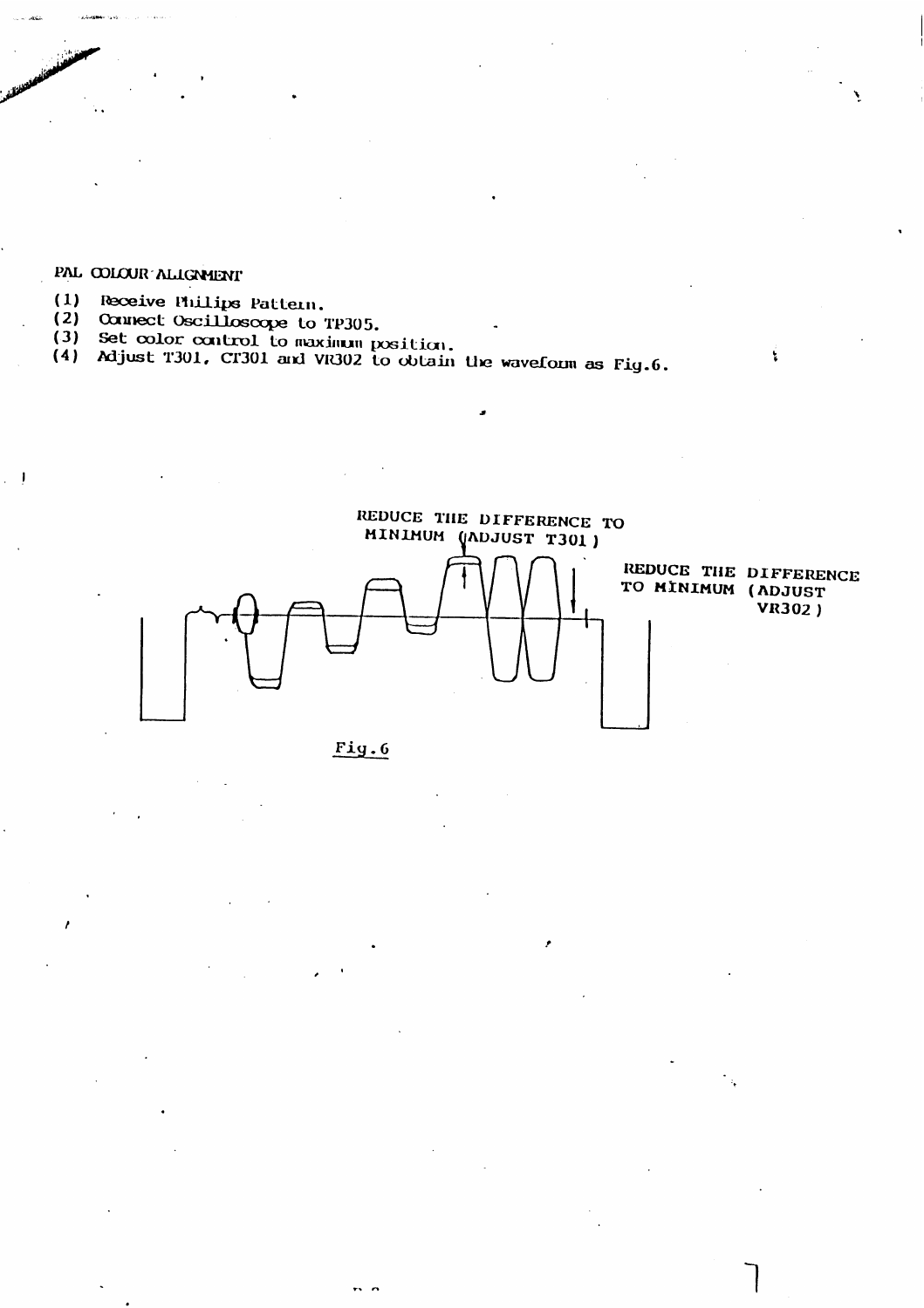## PAL COLOUR ALIGNMENT

(1) Receive Philips Pattern.
(2) Connect Oscilloscope to TP305.
(3) Set color control to maximum position.
(4) Adjust T301, CT301 and VR302 to obtain the waveform as Fig.6.

REDUCE THE DIFFERENCE TO MINIMUM (ADJUST T301)

REDUCE THE DIFFERENCE TO MINIMUM (ADJUST VR302)

Fig.6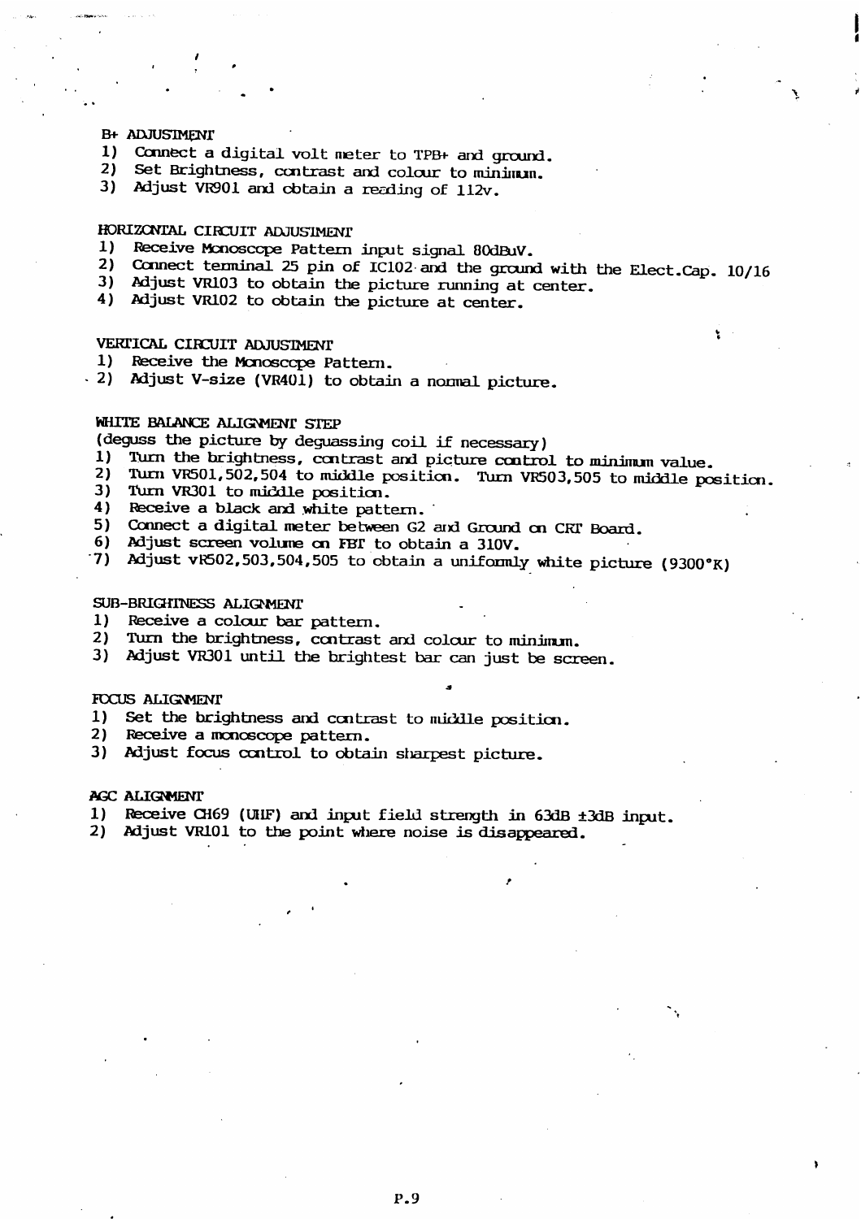### B+ ADJUSTMENT

1) Connect a digital volt meter to TPB+ and ground.
2) Set Brightness, contrast and colour to minimum.
3) Adjust VR901 and obtain a reading of 112v.

### HORIZONTAL CIRCUIT ADJUSTMENT

1) Receive Monoscope Pattern input signal 80dBuV.
2) Connect terminal 25 pin of IC102 and the ground with the Elect.Cap. 10/16
3) Adjust VR103 to obtain the picture running at center.
4) Adjust VR102 to obtain the picture at center.

### VERTICAL CIRCUIT ADJUSTMENT

1) Receive the Monoscope Pattern.
2) Adjust V-size (VR401) to obtain a normal picture.

### WHITE BALANCE ALIGNMENT STEP

(deguss the picture by deguassing coil if necessary)

1) Turn the brightness, contrast and picture control to minimum value.
2) Turn VR501,502,504 to middle position. Turn VR503,505 to middle position.
3) Turn VR301 to middle position.
4) Receive a black and white pattern.
5) Connect a digital meter between G2 and Ground on CRT Board.
6) Adjust screen volume on FBT to obtain a 310V.
7) Adjust vR502,503,504,505 to obtain a uniformly white picture (9300°K)

### SUB-BRIGHTNESS ALIGNMENT

1) Receive a colour bar pattern.
2) Turn the brightness, contrast and colour to minimum.
3) Adjust VR301 until the brightest bar can just be screen.

### FOCUS ALIGNMENT

1) Set the brightness and contrast to middle position.
2) Receive a monoscope pattern.
3) Adjust focus control to obtain sharpest picture.

### AGC ALIGNMENT

1) Receive CH69 (UHF) and input field strength in 63dB ±3dB input.
2) Adjust VR101 to the point where noise is disappeared.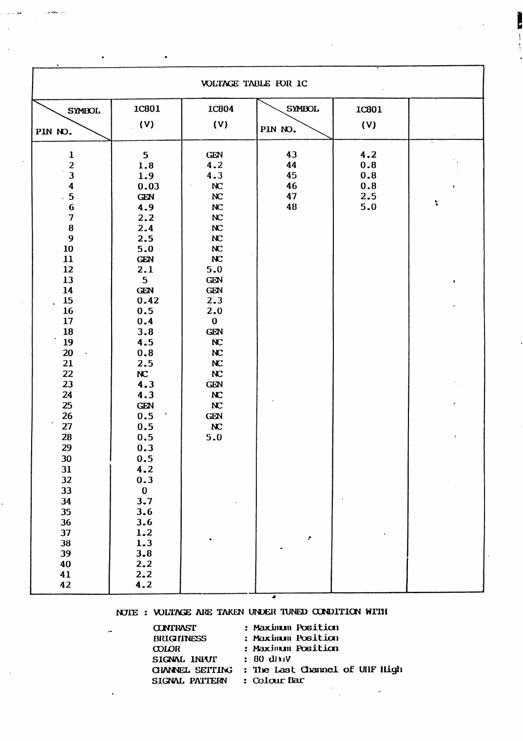## VOLTAGE TABLE FOR IC

| SYMBOL / PIN NO. | IC801 (V) | IC804 (V) | SYMBOL / PIN NO. | IC801 (V) | |
|---|---|---|---|---|---|
| 1 | 5 | GEN | 43 | 4.2 | |
| 2 | 1.8 | 4.2 | 44 | 0.8 | |
| 3 | 1.9 | 4.3 | 45 | 0.8 | |
| 4 | 0.03 | NC | 46 | 0.8 | |
| 5 | GEN | NC | 47 | 2.5 | |
| 6 | 4.9 | NC | 48 | 5.0 | |
| 7 | 2.2 | NC | | | |
| 8 | 2.4 | NC | | | |
| 9 | 2.5 | NC | | | |
| 10 | 5.0 | NC | | | |
| 11 | GEN | NC | | | |
| 12 | 2.1 | 5.0 | | | |
| 13 | 5 | GEN | | | |
| 14 | GEN | GEN | | | |
| 15 | 0.42 | 2.3 | | | |
| 16 | 0.5 | 2.0 | | | |
| 17 | 0.4 | 0 | | | |
| 18 | 3.8 | GEN | | | |
| 19 | 4.5 | NC | | | |
| 20 | 0.8 | NC | | | |
| 21 | 2.5 | NC | | | |
| 22 | NC | NC | | | |
| 23 | 4.3 | GEN | | | |
| 24 | 4.3 | NC | | | |
| 25 | GEN | NC | | | |
| 26 | 0.5 | GEN | | | |
| 27 | 0.5 | NC | | | |
| 28 | 0.5 | 5.0 | | | |
| 29 | 0.3 | | | | |
| 30 | 0.5 | | | | |
| 31 | 4.2 | | | | |
| 32 | 0.3 | | | | |
| 33 | 0 | | | | |
| 34 | 3.7 | | | | |
| 35 | 3.6 | | | | |
| 36 | 3.6 | | | | |
| 37 | 1.2 | | | | |
| 38 | 1.3 | | | | |
| 39 | 3.8 | | | | |
| 40 | 2.2 | | | | |
| 41 | 2.2 | | | | |
| 42 | 4.2 | | | | |

NOTE : VOLTAGE ARE TAKEN UNDER TUNED CONDITION WITH

| | |
|---|---|
| CONTRAST | : Maximum Position |
| BRIGHTNESS | : Maximum Position |
| COLOR | : Maximum Position |
| SIGNAL INPUT | : 80 dBuV |
| CHANNEL SETTING | : The Last Channel of UHF High |
| SIGNAL PATTERN | : Colour Bar |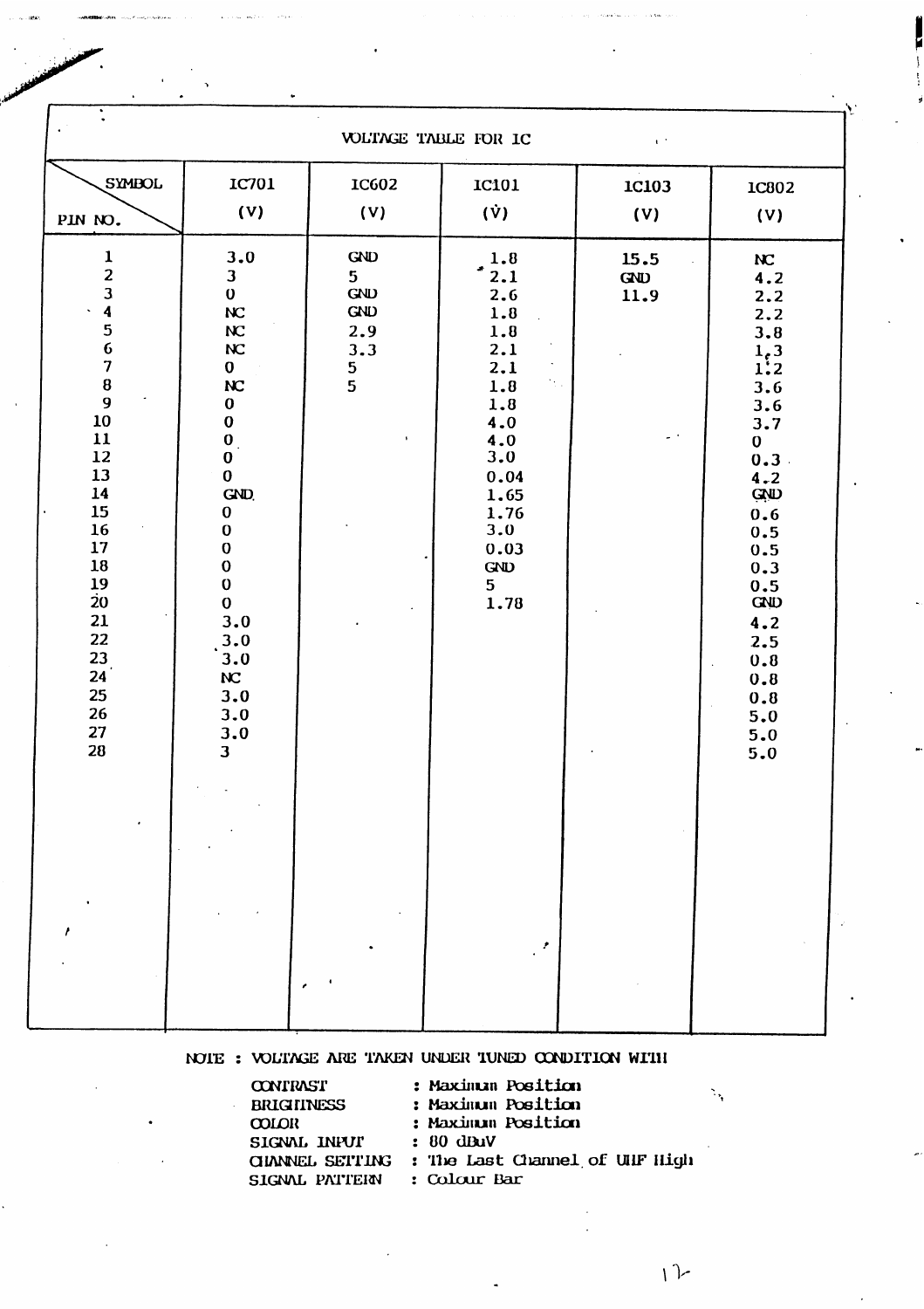## VOLTAGE TABLE FOR IC

| SYMBOL / PIN NO. | IC701 (V) | IC602 (V) | IC101 (V) | IC103 (V) | IC802 (V) |
|---|---|---|---|---|---|
| 1 | 3.0 | GND | 1.8 | 15.5 | NC |
| 2 | 3 | 5 | 2.1 | GND | 4.2 |
| 3 | 0 | GND | 2.6 | 11.9 | 2.2 |
| 4 | NC | GND | 1.8 | | 2.2 |
| 5 | NC | 2.9 | 1.8 | | 3.8 |
| 6 | NC | 3.3 | 2.1 | | 1.3 |
| 7 | 0 | 5 | 2.1 | | 1.2 |
| 8 | NC | 5 | 1.8 | | 3.6 |
| 9 | 0 | | 1.8 | | 3.6 |
| 10 | 0 | | 4.0 | | 3.7 |
| 11 | 0 | | 4.0 | | 0 |
| 12 | 0 | | 3.0 | | 0.3 |
| 13 | 0 | | 0.04 | | 4.2 |
| 14 | GND | | 1.65 | | GND |
| 15 | 0 | | 1.76 | | 0.6 |
| 16 | 0 | | 3.0 | | 0.5 |
| 17 | 0 | | 0.03 | | 0.5 |
| 18 | 0 | | GND | | 0.3 |
| 19 | 0 | | 5 | | 0.5 |
| 20 | 0 | | 1.78 | | GND |
| 21 | 3.0 | | | | 4.2 |
| 22 | 3.0 | | | | 2.5 |
| 23 | 3.0 | | | | 0.8 |
| 24 | NC | | | | 0.8 |
| 25 | 3.0 | | | | 0.8 |
| 26 | 3.0 | | | | 5.0 |
| 27 | 3.0 | | | | 5.0 |
| 28 | 3 | | | | 5.0 |

NOTE : VOLTAGE ARE TAKEN UNDER TUNED CONDITION WITH

CONTRAST : Maximum Position
BRIGHTNESS : Maximum Position
COLOR : Maximum Position
SIGNAL INPUT : 80 dBuV
CHANNEL SETTING : The Last Channel of UHF High
SIGNAL PATTERN : Colour Bar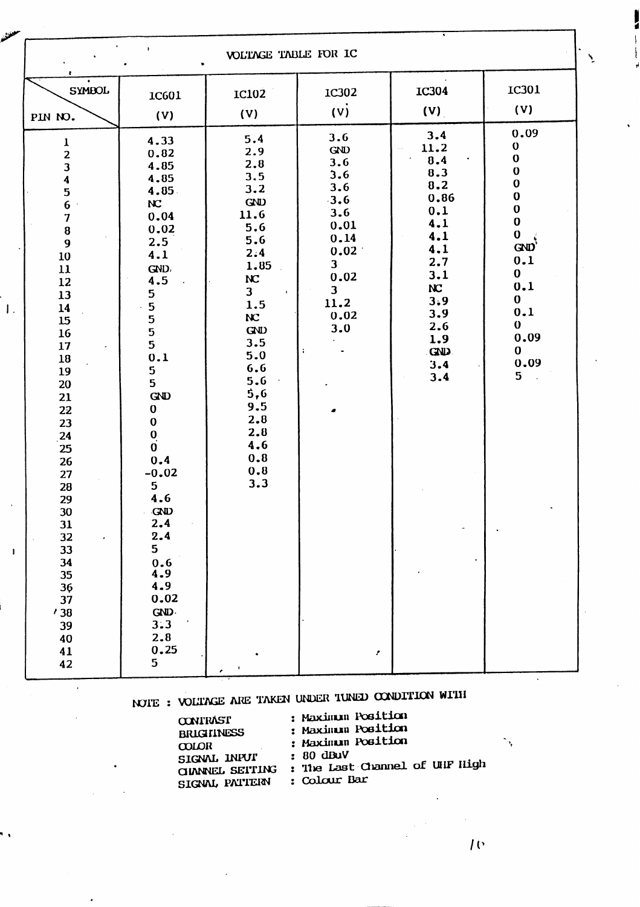# VOLTAGE TABLE FOR IC

| PIN NO. \ SYMBOL | IC601 (V) | IC102 (V) | IC302 (V) | IC304 (V) | IC301 (V) |
|---|---|---|---|---|---|
| 1 | 4.33 | 5.4 | 3.6 | 3.4 | 0.09 |
| 2 | 0.82 | 2.9 | GND | 11.2 | 0 |
| 3 | 4.85 | 2.8 | 3.6 | 8.4 | 0 |
| 4 | 4.85 | 3.5 | 3.6 | 8.3 | 0 |
| 5 | 4.85 | 3.2 | 3.6 | 8.2 | 0 |
| 6 | NC | GND | 3.6 | 0.86 | 0 |
| 7 | 0.04 | 11.6 | 3.6 | 0.1 | 0 |
| 8 | 0.02 | 5.6 | 0.01 | 4.1 | 0 |
| 9 | 2.5 | 5.6 | 0.14 | 4.1 | 0 |
| 10 | 4.1 | 2.4 | 0.02 | 4.1 | GND |
| 11 | GND | 1.85 | 3 | 2.7 | 0.1 |
| 12 | 4.5 | NC | 0.02 | 3.1 | 0 |
| 13 | 5 | 3 | 3 | NC | 0.1 |
| 14 | 5 | 1.5 | 11.2 | 3.9 | 0 |
| 15 | 5 | NC | 0.02 | 3.9 | 0.1 |
| 16 | 5 | GND | 3.0 | 2.6 | 0 |
| 17 | 5 | 3.5 | | 1.9 | 0.09 |
| 18 | 0.1 | 5.0 | | GND | 0 |
| 19 | 5 | 6.6 | | 3.4 | 0.09 |
| 20 | 5 | 5.6 | | 3.4 | 5 |
| 21 | GND | 5.6 | | | |
| 22 | 0 | 9.5 | | | |
| 23 | 0 | 2.8 | | | |
| 24 | 0 | 2.8 | | | |
| 25 | 0 | 4.6 | | | |
| 26 | 0.4 | 0.8 | | | |
| 27 | -0.02 | 0.8 | | | |
| 28 | 5 | 3.3 | | | |
| 29 | 4.6 | | | | |
| 30 | GND | | | | |
| 31 | 2.4 | | | | |
| 32 | 2.4 | | | | |
| 33 | 5 | | | | |
| 34 | 0.6 | | | | |
| 35 | 4.9 | | | | |
| 36 | 4.9 | | | | |
| 37 | 0.02 | | | | |
| 38 | GND | | | | |
| 39 | 3.3 | | | | |
| 40 | 2.8 | | | | |
| 41 | 0.25 | | | | |
| 42 | 5 | | | | |

NOTE : VOLTAGE ARE TAKEN UNDER TUNED CONDITION WITH

- CONTRAST : Maximum Position
- BRIGHTNESS : Maximum Position
- COLOR : Maximum Position
- SIGNAL INPUT : 80 dBuV
- CHANNEL SETTING : The Last Channel of UHF High
- SIGNAL PATTERN : Colour Bar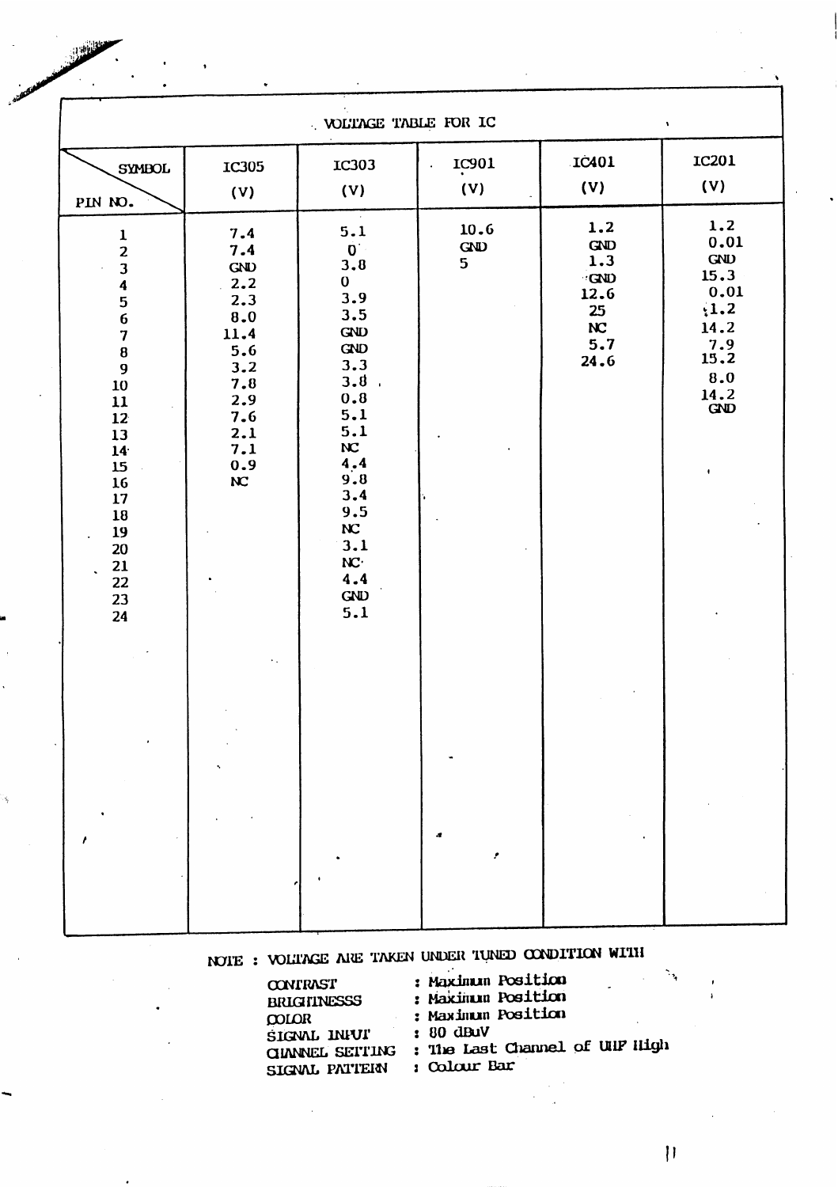| VOLTAGE TABLE FOR IC | | | | | |
|---|---|---|---|---|---|
| SYMBOL / PIN NO. | IC305 (V) | IC303 (V) | IC901 (V) | IC401 (V) | IC201 (V) |
| 1 | 7.4 | 5.1 | 10.6 | 1.2 | 1.2 |
| 2 | 7.4 | 0 | GND | GND | 0.01 |
| 3 | GND | 3.8 | 5 | 1.3 | GND |
| 4 | 2.2 | 0 | | GND | 15.3 |
| 5 | 2.3 | 3.9 | | 12.6 | 0.01 |
| 6 | 8.0 | 3.5 | | 25 | 1.2 |
| 7 | 11.4 | GND | | NC | 14.2 |
| 8 | 5.6 | GND | | 5.7 | 7.9 |
| 9 | 3.2 | 3.3 | | 24.6 | 15.2 |
| 10 | 7.8 | 3.8 | | | 8.0 |
| 11 | 2.9 | 0.8 | | | 14.2 |
| 12 | 7.6 | 5.1 | | | GND |
| 13 | 2.1 | 5.1 | | | |
| 14 | 7.1 | NC | | | |
| 15 | 0.9 | 4.4 | | | |
| 16 | NC | 9.8 | | | |
| 17 | | 3.4 | | | |
| 18 | | 9.5 | | | |
| 19 | | NC | | | |
| 20 | | 3.1 | | | |
| 21 | | NC | | | |
| 22 | | 4.4 | | | |
| 23 | | GND | | | |
| 24 | | 5.1 | | | |

NOTE : VOLTAGE ARE TAKEN UNDER TUNED CONDITION WITH

CONTRAST : Maximum Position
BRIGHTNESSS : Maximum Position
COLOR : Maximum Position
SIGNAL INPUT : 80 dBuV
CHANNEL SETTING : The Last Channel of UHF High
SIGNAL PATTERN : Colour Bar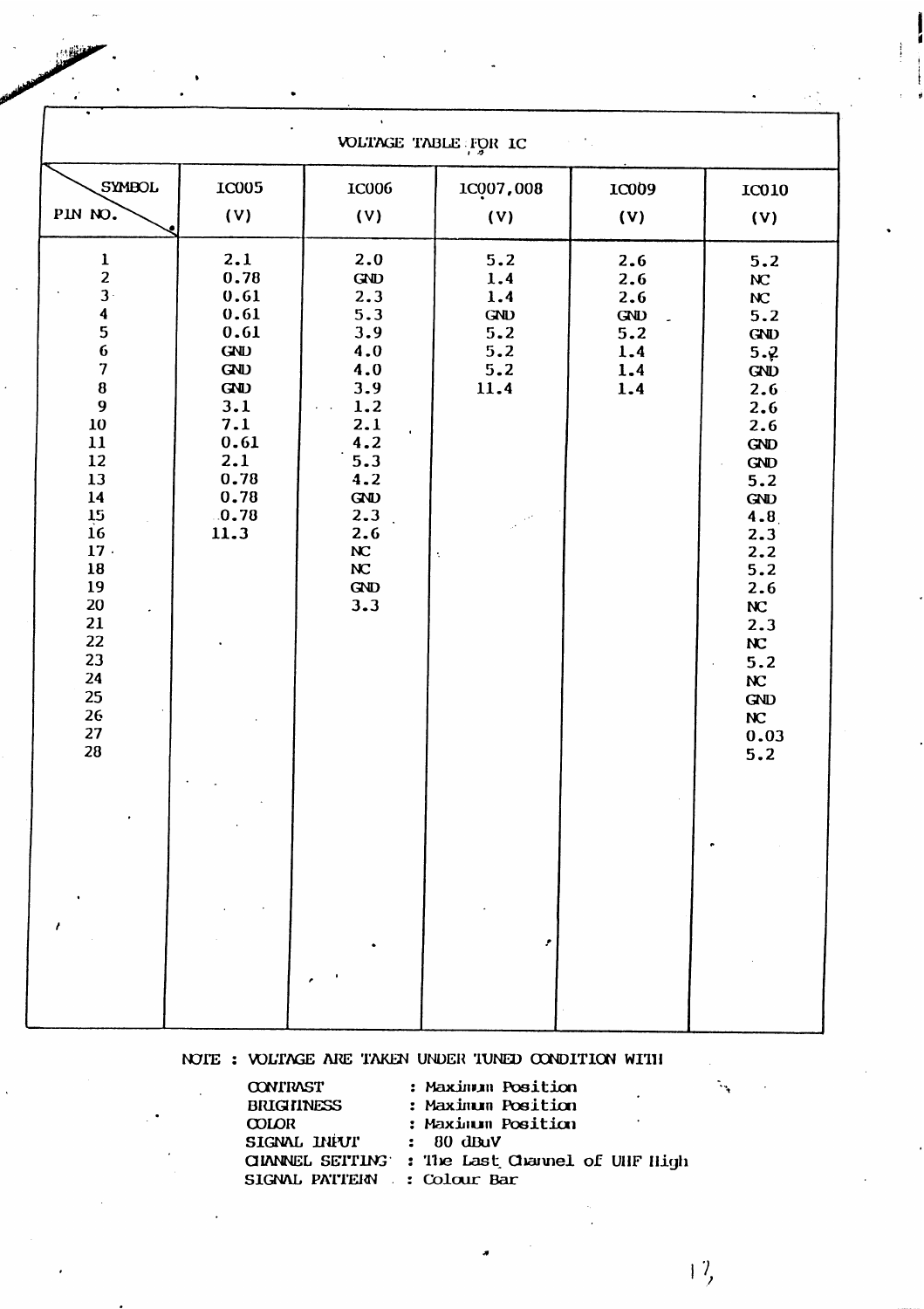# VOLTAGE TABLE FOR IC

| PIN NO. \ SYMBOL | IC005 (V) | IC006 (V) | IC007,008 (V) | IC009 (V) | IC010 (V) |
|---|---|---|---|---|---|
| 1 | 2.1 | 2.0 | 5.2 | 2.6 | 5.2 |
| 2 | 0.78 | GND | 1.4 | 2.6 | NC |
| 3 | 0.61 | 2.3 | 1.4 | 2.6 | NC |
| 4 | 0.61 | 5.3 | GND | GND | 5.2 |
| 5 | 0.61 | 3.9 | 5.2 | 5.2 | GND |
| 6 | GND | 4.0 | 5.2 | 1.4 | 5.2 |
| 7 | GND | 4.0 | 5.2 | 1.4 | GND |
| 8 | GND | 3.9 | 11.4 | 1.4 | 2.6 |
| 9 | 3.1 | 1.2 | | | 2.6 |
| 10 | 7.1 | 2.1 | | | 2.6 |
| 11 | 0.61 | 4.2 | | | GND |
| 12 | 2.1 | 5.3 | | | GND |
| 13 | 0.78 | 4.2 | | | 5.2 |
| 14 | 0.78 | GND | | | GND |
| 15 | 0.78 | 2.3 | | | 4.8 |
| 16 | 11.3 | 2.6 | | | 2.3 |
| 17 | | NC | | | 2.2 |
| 18 | | NC | | | 5.2 |
| 19 | | GND | | | 2.6 |
| 20 | | 3.3 | | | NC |
| 21 | | | | | 2.3 |
| 22 | | | | | NC |
| 23 | | | | | 5.2 |
| 24 | | | | | NC |
| 25 | | | | | GND |
| 26 | | | | | NC |
| 27 | | | | | 0.03 |
| 28 | | | | | 5.2 |

NOTE : VOLTAGE ARE TAKEN UNDER TUNED CONDITION WITH

| | |
|---|---|
| CONTRAST | : Maximum Position |
| BRIGHTNESS | : Maximum Position |
| COLOR | : Maximum Position |
| SIGNAL INPUT | : 80 dBuV |
| CHANNEL SETTING | : The Last Channel of UHF High |
| SIGNAL PATTERN | : Colour Bar |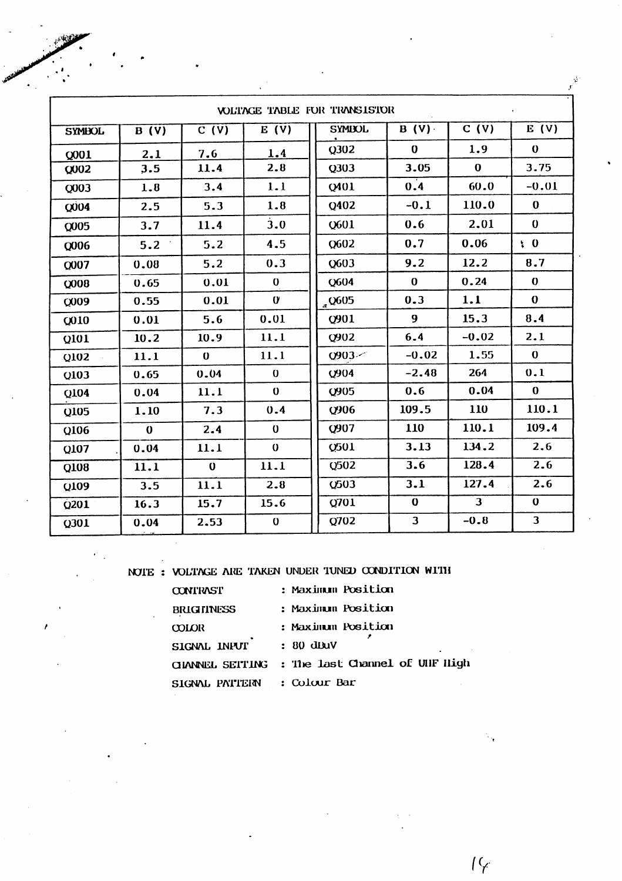| VOLTAGE TABLE FOR TRANSISTOR | | | | | | | |
|---|---|---|---|---|---|---|---|
| SYMBOL | B (V) | C (V) | E (V) | SYMBOL | B (V) | C (V) | E (V) |
| Q001 | 2.1 | 7.6 | 1.4 | Q302 | 0 | 1.9 | 0 |
| Q002 | 3.5 | 11.4 | 2.8 | Q303 | 3.05 | 0 | 3.75 |
| Q003 | 1.8 | 3.4 | 1.1 | Q401 | 0.4 | 60.0 | -0.01 |
| Q004 | 2.5 | 5.3 | 1.8 | Q402 | -0.1 | 110.0 | 0 |
| Q005 | 3.7 | 11.4 | 3.0 | Q601 | 0.6 | 2.01 | 0 |
| Q006 | 5.2 | 5.2 | 4.5 | Q602 | 0.7 | 0.06 | 0 |
| Q007 | 0.08 | 5.2 | 0.3 | Q603 | 9.2 | 12.2 | 8.7 |
| Q008 | 0.65 | 0.01 | 0 | Q604 | 0 | 0.24 | 0 |
| Q009 | 0.55 | 0.01 | 0 | Q605 | 0.3 | 1.1 | 0 |
| Q010 | 0.01 | 5.6 | 0.01 | Q901 | 9 | 15.3 | 8.4 |
| Q101 | 10.2 | 10.9 | 11.1 | Q902 | 6.4 | -0.02 | 2.1 |
| Q102 | 11.1 | 0 | 11.1 | Q903 | -0.02 | 1.55 | 0 |
| Q103 | 0.65 | 0.04 | 0 | Q904 | -2.48 | 264 | 0.1 |
| Q104 | 0.04 | 11.1 | 0 | Q905 | 0.6 | 0.04 | 0 |
| Q105 | 1.10 | 7.3 | 0.4 | Q906 | 109.5 | 110 | 110.1 |
| Q106 | 0 | 2.4 | 0 | Q907 | 110 | 110.1 | 109.4 |
| Q107 | 0.04 | 11.1 | 0 | Q501 | 3.13 | 134.2 | 2.6 |
| Q108 | 11.1 | 0 | 11.1 | Q502 | 3.6 | 128.4 | 2.6 |
| Q109 | 3.5 | 11.1 | 2.8 | Q503 | 3.1 | 127.4 | 2.6 |
| Q201 | 16.3 | 15.7 | 15.6 | Q701 | 0 | 3 | 0 |
| Q301 | 0.04 | 2.53 | 0 | Q702 | 3 | -0.8 | 3 |

NOTE : VOLTAGE ARE TAKEN UNDER TUNED CONDITION WITH

- CONTRAST : Maximum Position
- BRIGHTNESS : Maximum Position
- COLOR : Maximum Position
- SIGNAL INPUT : 80 dBuV
- CHANNEL SETTING : The last Channel of UHF High
- SIGNAL PATTERN : Colour Bar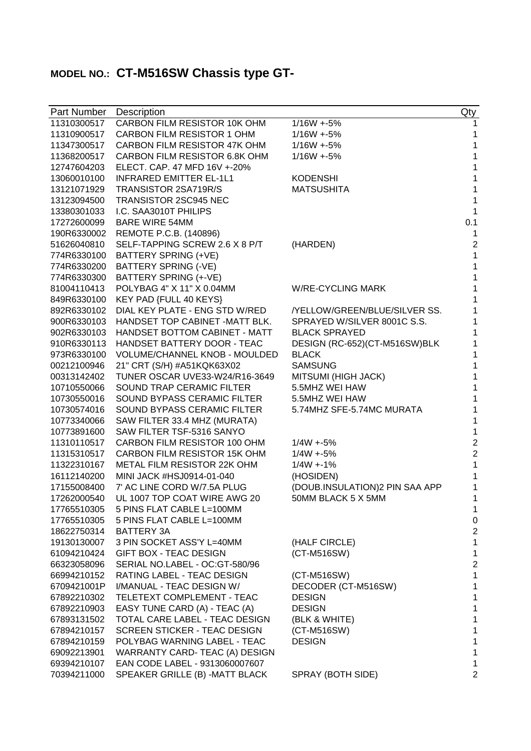# MODEL NO.: CT-M516SW Chassis type GT-

| Part Number | Description | | Qty |
|---|---|---|---|
| 11310300517 | CARBON FILM RESISTOR 10K OHM | 1/16W +-5% | 1 |
| 11310900517 | CARBON FILM RESISTOR 1 OHM | 1/16W +-5% | 1 |
| 11347300517 | CARBON FILM RESISTOR 47K OHM | 1/16W +-5% | 1 |
| 11368200517 | CARBON FILM RESISTOR 6.8K OHM | 1/16W +-5% | 1 |
| 12747604203 | ELECT. CAP. 47 MFD 16V +-20% | | 1 |
| 13060010100 | INFRARED EMITTER EL-1L1 | KODENSHI | 1 |
| 13121071929 | TRANSISTOR 2SA719R/S | MATSUSHITA | 1 |
| 13123094500 | TRANSISTOR 2SC945 NEC | | 1 |
| 13380301033 | I.C. SAA3010T PHILIPS | | 1 |
| 17272600099 | BARE WIRE 54MM | | 0.1 |
| 190R6330002 | REMOTE P.C.B. (140896) | | 1 |
| 51626040810 | SELF-TAPPING SCREW 2.6 X 8 P/T | (HARDEN) | 2 |
| 774R6330100 | BATTERY SPRING (+VE) | | 1 |
| 774R6330200 | BATTERY SPRING (-VE) | | 1 |
| 774R6330300 | BATTERY SPRING (+-VE) | | 1 |
| 81004110413 | POLYBAG 4" X 11" X 0.04MM | W/RE-CYCLING MARK | 1 |
| 849R6330100 | KEY PAD {FULL 40 KEYS} | | 1 |
| 892R6330102 | DIAL KEY PLATE - ENG STD W/RED | /YELLOW/GREEN/BLUE/SILVER SS. | 1 |
| 900R6330103 | HANDSET TOP CABINET -MATT BLK. | SPRAYED W/SILVER 8001C S.S. | 1 |
| 902R6330103 | HANDSET BOTTOM CABINET - MATT | BLACK SPRAYED | 1 |
| 910R6330113 | HANDSET BATTERY DOOR - TEAC | DESIGN (RC-652)(CT-M516SW)BLK | 1 |
| 973R6330100 | VOLUME/CHANNEL KNOB - MOULDED | BLACK | 1 |
| 00212100946 | 21" CRT (S/H) #A51KQK63X02 | SAMSUNG | 1 |
| 00313142402 | TUNER OSCAR UVE33-W24/R16-3649 | MITSUMI (HIGH JACK) | 1 |
| 10710550066 | SOUND TRAP CERAMIC FILTER | 5.5MHZ WEI HAW | 1 |
| 10730550016 | SOUND BYPASS CERAMIC FILTER | 5.5MHZ WEI HAW | 1 |
| 10730574016 | SOUND BYPASS CERAMIC FILTER | 5.74MHZ SFE-5.74MC MURATA | 1 |
| 10773340066 | SAW FILTER 33.4 MHZ (MURATA) | | 1 |
| 10773891600 | SAW FILTER TSF-5316 SANYO | | 1 |
| 11310110517 | CARBON FILM RESISTOR 100 OHM | 1/4W +-5% | 2 |
| 11315310517 | CARBON FILM RESISTOR 15K OHM | 1/4W +-5% | 2 |
| 11322310167 | METAL FILM RESISTOR 22K OHM | 1/4W +-1% | 1 |
| 16112140200 | MINI JACK #HSJ0914-01-040 | (HOSIDEN) | 1 |
| 17155008400 | 7' AC LINE CORD W/7.5A PLUG | (DOUB.INSULATION)2 PIN SAA APP | 1 |
| 17262000540 | UL 1007 TOP COAT WIRE AWG 20 | 50MM BLACK 5 X 5MM | 1 |
| 17765510305 | 5 PINS FLAT CABLE L=100MM | | 1 |
| 17765510305 | 5 PINS FLAT CABLE L=100MM | | 0 |
| 18622750314 | BATTERY 3A | | 2 |
| 19130130007 | 3 PIN SOCKET ASS'Y L=40MM | (HALF CIRCLE) | 1 |
| 61094210424 | GIFT BOX - TEAC DESIGN | (CT-M516SW) | 1 |
| 66323058096 | SERIAL NO.LABEL - OC:GT-580/96 | | 2 |
| 66994210152 | RATING LABEL - TEAC DESIGN | (CT-M516SW) | 1 |
| 6709421001P | I/MANUAL - TEAC DESIGN W/ | DECODER (CT-M516SW) | 1 |
| 67892210302 | TELETEXT COMPLEMENT - TEAC | DESIGN | 1 |
| 67892210903 | EASY TUNE CARD (A) - TEAC (A) | DESIGN | 1 |
| 67893131502 | TOTAL CARE LABEL - TEAC DESIGN | (BLK & WHITE) | 1 |
| 67894210157 | SCREEN STICKER - TEAC DESIGN | (CT-M516SW) | 1 |
| 67894210159 | POLYBAG WARNING LABEL - TEAC | DESIGN | 1 |
| 69092213901 | WARRANTY CARD- TEAC (A) DESIGN | | 1 |
| 69394210107 | EAN CODE LABEL - 9313060007607 | | 1 |
| 70394211000 | SPEAKER GRILLE (B) -MATT BLACK | SPRAY (BOTH SIDE) | 2 |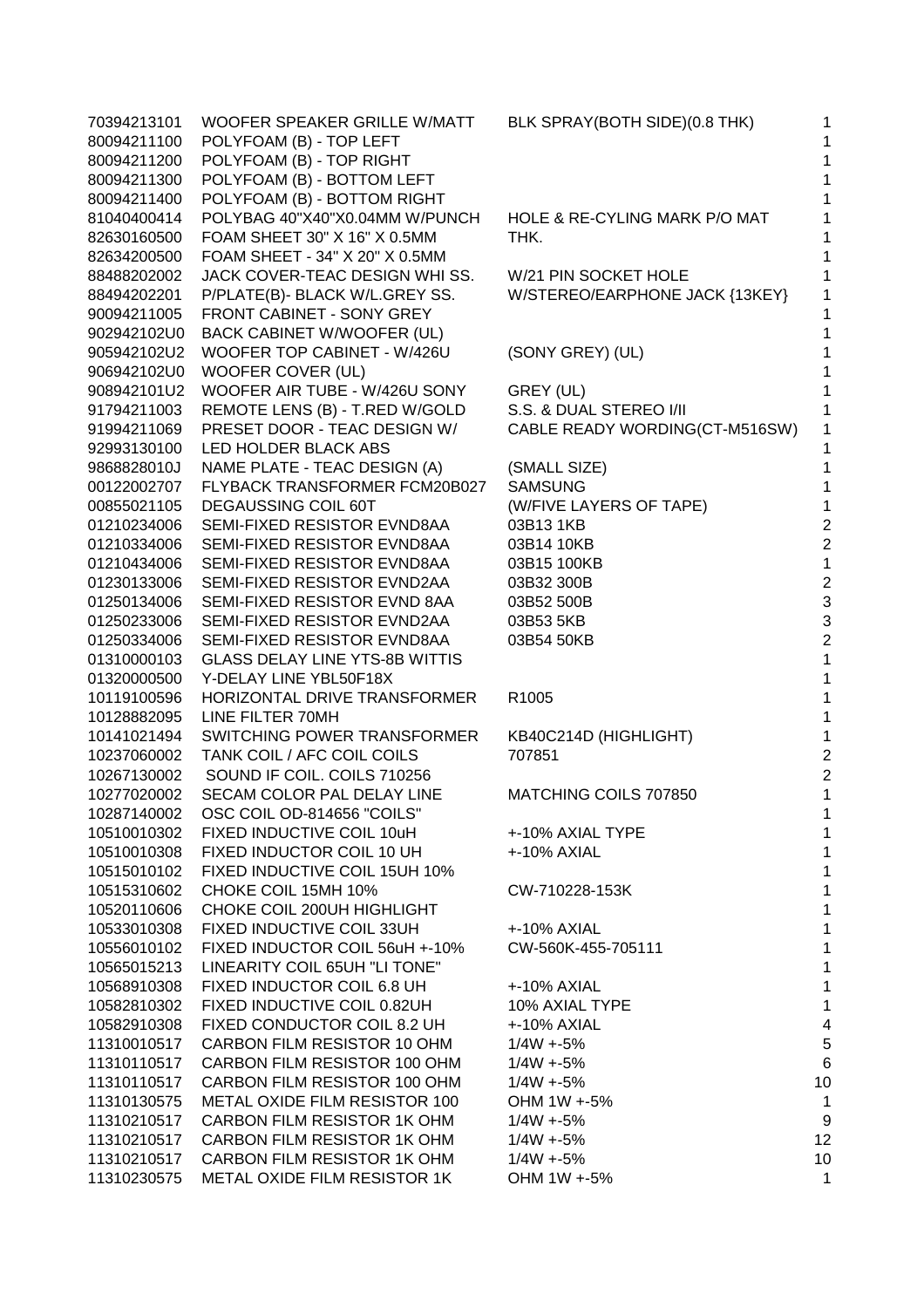| | | | |
|---|---|---|---|
| 70394213101 | WOOFER SPEAKER GRILLE W/MATT | BLK SPRAY(BOTH SIDE)(0.8 THK) | 1 |
| 80094211100 | POLYFOAM (B) - TOP LEFT | | 1 |
| 80094211200 | POLYFOAM (B) - TOP RIGHT | | 1 |
| 80094211300 | POLYFOAM (B) - BOTTOM LEFT | | 1 |
| 80094211400 | POLYFOAM (B) - BOTTOM RIGHT | | 1 |
| 81040400414 | POLYBAG 40"X40"X0.04MM W/PUNCH | HOLE & RE-CYLING MARK P/O MAT | 1 |
| 82630160500 | FOAM SHEET 30" X 16" X 0.5MM | THK. | 1 |
| 82634200500 | FOAM SHEET - 34" X 20" X 0.5MM | | 1 |
| 88488202002 | JACK COVER-TEAC DESIGN WHI SS. | W/21 PIN SOCKET HOLE | 1 |
| 88494202201 | P/PLATE(B)- BLACK W/L.GREY SS. | W/STEREO/EARPHONE JACK {13KEY} | 1 |
| 90094211005 | FRONT CABINET - SONY GREY | | 1 |
| 902942102U0 | BACK CABINET W/WOOFER (UL) | | 1 |
| 905942102U2 | WOOFER TOP CABINET - W/426U | (SONY GREY) (UL) | 1 |
| 906942102U0 | WOOFER COVER (UL) | | 1 |
| 908942101U2 | WOOFER AIR TUBE - W/426U SONY | GREY (UL) | 1 |
| 91794211003 | REMOTE LENS (B) - T.RED W/GOLD | S.S. & DUAL STEREO I/II | 1 |
| 91994211069 | PRESET DOOR - TEAC DESIGN W/ | CABLE READY WORDING(CT-M516SW) | 1 |
| 92993130100 | LED HOLDER BLACK ABS | | 1 |
| 9868828010J | NAME PLATE - TEAC DESIGN (A) | (SMALL SIZE) | 1 |
| 00122002707 | FLYBACK TRANSFORMER FCM20B027 | SAMSUNG | 1 |
| 00855021105 | DEGAUSSING COIL 60T | (W/FIVE LAYERS OF TAPE) | 1 |
| 01210234006 | SEMI-FIXED RESISTOR EVND8AA | 03B13 1KB | 2 |
| 01210334006 | SEMI-FIXED RESISTOR EVND8AA | 03B14 10KB | 2 |
| 01210434006 | SEMI-FIXED RESISTOR EVND8AA | 03B15 100KB | 1 |
| 01230133006 | SEMI-FIXED RESISTOR EVND2AA | 03B32 300B | 2 |
| 01250134006 | SEMI-FIXED RESISTOR EVND 8AA | 03B52 500B | 3 |
| 01250233006 | SEMI-FIXED RESISTOR EVND2AA | 03B53 5KB | 3 |
| 01250334006 | SEMI-FIXED RESISTOR EVND8AA | 03B54 50KB | 2 |
| 01310000103 | GLASS DELAY LINE YTS-8B WITTIS | | 1 |
| 01320000500 | Y-DELAY LINE YBL50F18X | | 1 |
| 10119100596 | HORIZONTAL DRIVE TRANSFORMER | R1005 | 1 |
| 10128882095 | LINE FILTER 70MH | | 1 |
| 10141021494 | SWITCHING POWER TRANSFORMER | KB40C214D (HIGHLIGHT) | 1 |
| 10237060002 | TANK COIL / AFC COIL COILS | 707851 | 2 |
| 10267130002 | SOUND IF COIL. COILS 710256 | | 2 |
| 10277020002 | SECAM COLOR PAL DELAY LINE | MATCHING COILS 707850 | 1 |
| 10287140002 | OSC COIL OD-814656 "COILS" | | 1 |
| 10510010302 | FIXED INDUCTIVE COIL 10uH | +-10% AXIAL TYPE | 1 |
| 10510010308 | FIXED INDUCTOR COIL 10 UH | +-10% AXIAL | 1 |
| 10515010102 | FIXED INDUCTIVE COIL 15UH 10% | | 1 |
| 10515310602 | CHOKE COIL 15MH 10% | CW-710228-153K | 1 |
| 10520110606 | CHOKE COIL 200UH HIGHLIGHT | | 1 |
| 10533010308 | FIXED INDUCTIVE COIL 33UH | +-10% AXIAL | 1 |
| 10556010102 | FIXED INDUCTOR COIL 56uH +-10% | CW-560K-455-705111 | 1 |
| 10565015213 | LINEARITY COIL 65UH "LI TONE" | | 1 |
| 10568910308 | FIXED INDUCTOR COIL 6.8 UH | +-10% AXIAL | 1 |
| 10582810302 | FIXED INDUCTIVE COIL 0.82UH | 10% AXIAL TYPE | 1 |
| 10582910308 | FIXED CONDUCTOR COIL 8.2 UH | +-10% AXIAL | 4 |
| 11310010517 | CARBON FILM RESISTOR 10 OHM | 1/4W +-5% | 5 |
| 11310110517 | CARBON FILM RESISTOR 100 OHM | 1/4W +-5% | 6 |
| 11310110517 | CARBON FILM RESISTOR 100 OHM | 1/4W +-5% | 10 |
| 11310130575 | METAL OXIDE FILM RESISTOR 100 | OHM 1W +-5% | 1 |
| 11310210517 | CARBON FILM RESISTOR 1K OHM | 1/4W +-5% | 9 |
| 11310210517 | CARBON FILM RESISTOR 1K OHM | 1/4W +-5% | 12 |
| 11310210517 | CARBON FILM RESISTOR 1K OHM | 1/4W +-5% | 10 |
| 11310230575 | METAL OXIDE FILM RESISTOR 1K | OHM 1W +-5% | 1 |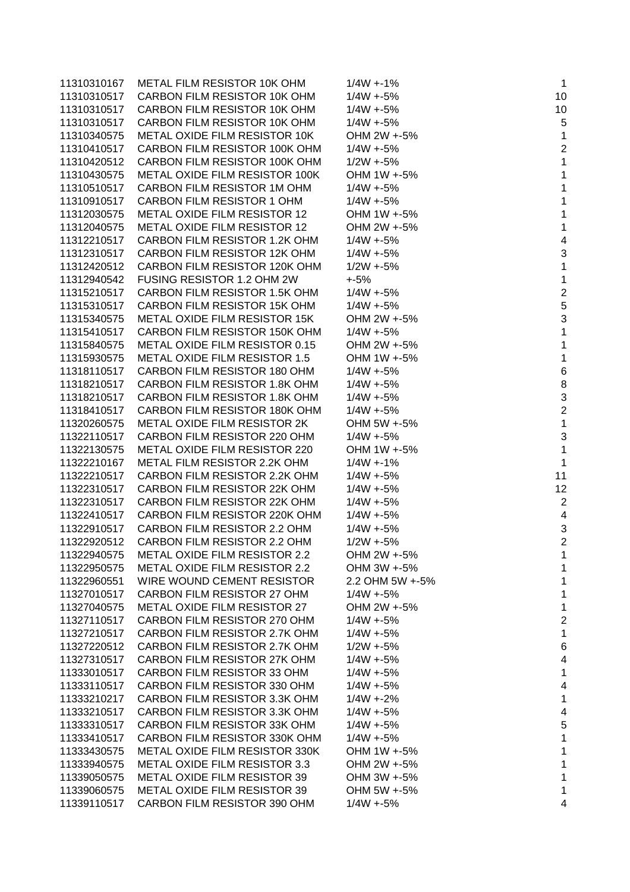| | | | |
|---|---|---|---|
| 11310310167 | METAL FILM RESISTOR 10K OHM | 1/4W +-1% | 1 |
| 11310310517 | CARBON FILM RESISTOR 10K OHM | 1/4W +-5% | 10 |
| 11310310517 | CARBON FILM RESISTOR 10K OHM | 1/4W +-5% | 10 |
| 11310310517 | CARBON FILM RESISTOR 10K OHM | 1/4W +-5% | 5 |
| 11310340575 | METAL OXIDE FILM RESISTOR 10K | OHM 2W +-5% | 1 |
| 11310410517 | CARBON FILM RESISTOR 100K OHM | 1/4W +-5% | 2 |
| 11310420512 | CARBON FILM RESISTOR 100K OHM | 1/2W +-5% | 1 |
| 11310430575 | METAL OXIDE FILM RESISTOR 100K | OHM 1W +-5% | 1 |
| 11310510517 | CARBON FILM RESISTOR 1M OHM | 1/4W +-5% | 1 |
| 11310910517 | CARBON FILM RESISTOR 1 OHM | 1/4W +-5% | 1 |
| 11312030575 | METAL OXIDE FILM RESISTOR 12 | OHM 1W +-5% | 1 |
| 11312040575 | METAL OXIDE FILM RESISTOR 12 | OHM 2W +-5% | 1 |
| 11312210517 | CARBON FILM RESISTOR 1.2K OHM | 1/4W +-5% | 4 |
| 11312310517 | CARBON FILM RESISTOR 12K OHM | 1/4W +-5% | 3 |
| 11312420512 | CARBON FILM RESISTOR 120K OHM | 1/2W +-5% | 1 |
| 11312940542 | FUSING RESISTOR 1.2 OHM 2W | +-5% | 1 |
| 11315210517 | CARBON FILM RESISTOR 1.5K OHM | 1/4W +-5% | 2 |
| 11315310517 | CARBON FILM RESISTOR 15K OHM | 1/4W +-5% | 5 |
| 11315340575 | METAL OXIDE FILM RESISTOR 15K | OHM 2W +-5% | 3 |
| 11315410517 | CARBON FILM RESISTOR 150K OHM | 1/4W +-5% | 1 |
| 11315840575 | METAL OXIDE FILM RESISTOR 0.15 | OHM 2W +-5% | 1 |
| 11315930575 | METAL OXIDE FILM RESISTOR 1.5 | OHM 1W +-5% | 1 |
| 11318110517 | CARBON FILM RESISTOR 180 OHM | 1/4W +-5% | 6 |
| 11318210517 | CARBON FILM RESISTOR 1.8K OHM | 1/4W +-5% | 8 |
| 11318210517 | CARBON FILM RESISTOR 1.8K OHM | 1/4W +-5% | 3 |
| 11318410517 | CARBON FILM RESISTOR 180K OHM | 1/4W +-5% | 2 |
| 11320260575 | METAL OXIDE FILM RESISTOR 2K | OHM 5W +-5% | 1 |
| 11322110517 | CARBON FILM RESISTOR 220 OHM | 1/4W +-5% | 3 |
| 11322130575 | METAL OXIDE FILM RESISTOR 220 | OHM 1W +-5% | 1 |
| 11322210167 | METAL FILM RESISTOR 2.2K OHM | 1/4W +-1% | 1 |
| 11322210517 | CARBON FILM RESISTOR 2.2K OHM | 1/4W +-5% | 11 |
| 11322310517 | CARBON FILM RESISTOR 22K OHM | 1/4W +-5% | 12 |
| 11322310517 | CARBON FILM RESISTOR 22K OHM | 1/4W +-5% | 2 |
| 11322410517 | CARBON FILM RESISTOR 220K OHM | 1/4W +-5% | 4 |
| 11322910517 | CARBON FILM RESISTOR 2.2 OHM | 1/4W +-5% | 3 |
| 11322920512 | CARBON FILM RESISTOR 2.2 OHM | 1/2W +-5% | 2 |
| 11322940575 | METAL OXIDE FILM RESISTOR 2.2 | OHM 2W +-5% | 1 |
| 11322950575 | METAL OXIDE FILM RESISTOR 2.2 | OHM 3W +-5% | 1 |
| 11322960551 | WIRE WOUND CEMENT RESISTOR | 2.2 OHM 5W +-5% | 1 |
| 11327010517 | CARBON FILM RESISTOR 27 OHM | 1/4W +-5% | 1 |
| 11327040575 | METAL OXIDE FILM RESISTOR 27 | OHM 2W +-5% | 1 |
| 11327110517 | CARBON FILM RESISTOR 270 OHM | 1/4W +-5% | 2 |
| 11327210517 | CARBON FILM RESISTOR 2.7K OHM | 1/4W +-5% | 1 |
| 11327220512 | CARBON FILM RESISTOR 2.7K OHM | 1/2W +-5% | 6 |
| 11327310517 | CARBON FILM RESISTOR 27K OHM | 1/4W +-5% | 4 |
| 11333010517 | CARBON FILM RESISTOR 33 OHM | 1/4W +-5% | 1 |
| 11333110517 | CARBON FILM RESISTOR 330 OHM | 1/4W +-5% | 4 |
| 11333210217 | CARBON FILM RESISTOR 3.3K OHM | 1/4W +-2% | 1 |
| 11333210517 | CARBON FILM RESISTOR 3.3K OHM | 1/4W +-5% | 4 |
| 11333310517 | CARBON FILM RESISTOR 33K OHM | 1/4W +-5% | 5 |
| 11333410517 | CARBON FILM RESISTOR 330K OHM | 1/4W +-5% | 1 |
| 11333430575 | METAL OXIDE FILM RESISTOR 330K | OHM 1W +-5% | 1 |
| 11333940575 | METAL OXIDE FILM RESISTOR 3.3 | OHM 2W +-5% | 1 |
| 11339050575 | METAL OXIDE FILM RESISTOR 39 | OHM 3W +-5% | 1 |
| 11339060575 | METAL OXIDE FILM RESISTOR 39 | OHM 5W +-5% | 1 |
| 11339110517 | CARBON FILM RESISTOR 390 OHM | 1/4W +-5% | 4 |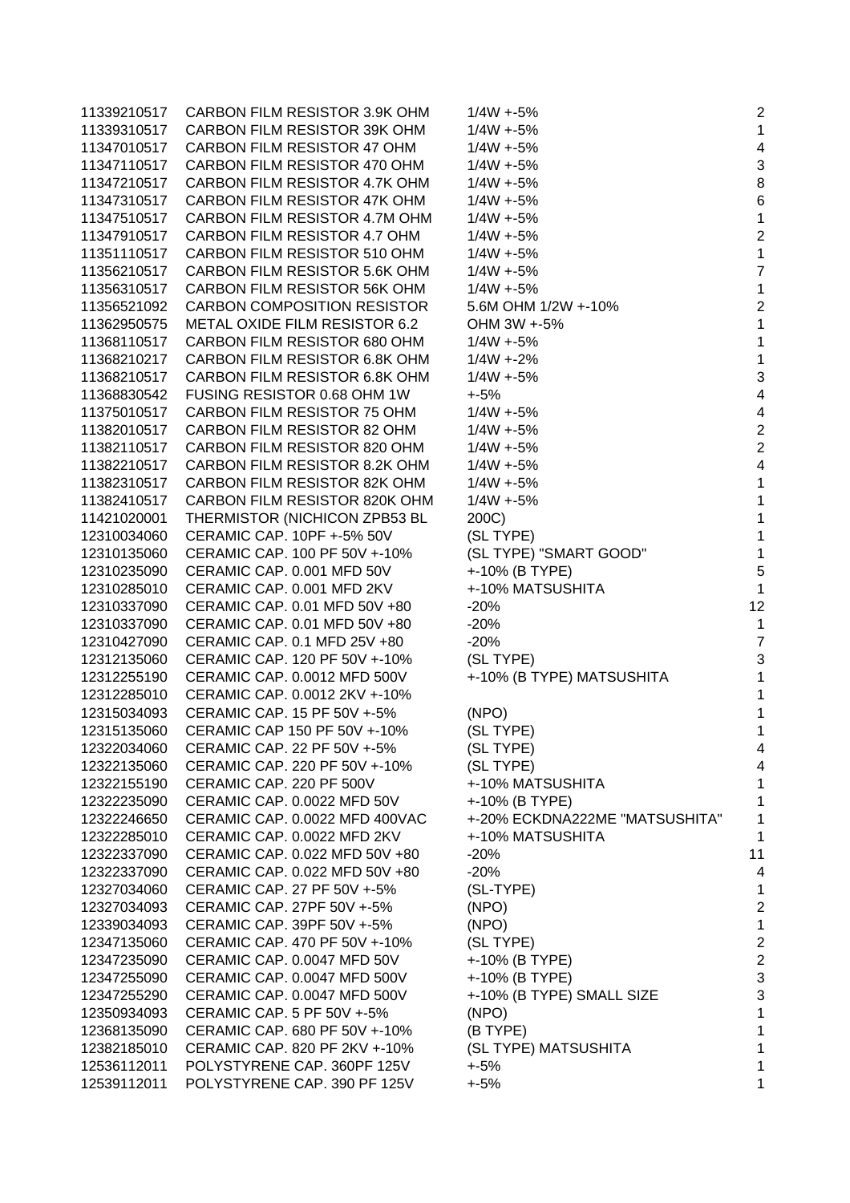| | | | |
|---|---|---|---|
| 11339210517 | CARBON FILM RESISTOR 3.9K OHM | 1/4W +-5% | 2 |
| 11339310517 | CARBON FILM RESISTOR 39K OHM | 1/4W +-5% | 1 |
| 11347010517 | CARBON FILM RESISTOR 47 OHM | 1/4W +-5% | 4 |
| 11347110517 | CARBON FILM RESISTOR 470 OHM | 1/4W +-5% | 3 |
| 11347210517 | CARBON FILM RESISTOR 4.7K OHM | 1/4W +-5% | 8 |
| 11347310517 | CARBON FILM RESISTOR 47K OHM | 1/4W +-5% | 6 |
| 11347510517 | CARBON FILM RESISTOR 4.7M OHM | 1/4W +-5% | 1 |
| 11347910517 | CARBON FILM RESISTOR 4.7 OHM | 1/4W +-5% | 2 |
| 11351110517 | CARBON FILM RESISTOR 510 OHM | 1/4W +-5% | 1 |
| 11356210517 | CARBON FILM RESISTOR 5.6K OHM | 1/4W +-5% | 7 |
| 11356310517 | CARBON FILM RESISTOR 56K OHM | 1/4W +-5% | 1 |
| 11356521092 | CARBON COMPOSITION RESISTOR | 5.6M OHM 1/2W +-10% | 2 |
| 11362950575 | METAL OXIDE FILM RESISTOR 6.2 | OHM 3W +-5% | 1 |
| 11368110517 | CARBON FILM RESISTOR 680 OHM | 1/4W +-5% | 1 |
| 11368210217 | CARBON FILM RESISTOR 6.8K OHM | 1/4W +-2% | 1 |
| 11368210517 | CARBON FILM RESISTOR 6.8K OHM | 1/4W +-5% | 3 |
| 11368830542 | FUSING RESISTOR 0.68 OHM 1W | +-5% | 4 |
| 11375010517 | CARBON FILM RESISTOR 75 OHM | 1/4W +-5% | 4 |
| 11382010517 | CARBON FILM RESISTOR 82 OHM | 1/4W +-5% | 2 |
| 11382110517 | CARBON FILM RESISTOR 820 OHM | 1/4W +-5% | 2 |
| 11382210517 | CARBON FILM RESISTOR 8.2K OHM | 1/4W +-5% | 4 |
| 11382310517 | CARBON FILM RESISTOR 82K OHM | 1/4W +-5% | 1 |
| 11382410517 | CARBON FILM RESISTOR 820K OHM | 1/4W +-5% | 1 |
| 11421020001 | THERMISTOR (NICHICON ZPB53 BL | 200C) | 1 |
| 12310034060 | CERAMIC CAP. 10PF +-5% 50V | (SL TYPE) | 1 |
| 12310135060 | CERAMIC CAP. 100 PF 50V +-10% | (SL TYPE) "SMART GOOD" | 1 |
| 12310235090 | CERAMIC CAP. 0.001 MFD 50V | +-10% (B TYPE) | 5 |
| 12310285010 | CERAMIC CAP. 0.001 MFD 2KV | +-10% MATSUSHITA | 1 |
| 12310337090 | CERAMIC CAP. 0.01 MFD 50V +80 | -20% | 12 |
| 12310337090 | CERAMIC CAP. 0.01 MFD 50V +80 | -20% | 1 |
| 12310427090 | CERAMIC CAP. 0.1 MFD 25V +80 | -20% | 7 |
| 12312135060 | CERAMIC CAP. 120 PF 50V +-10% | (SL TYPE) | 3 |
| 12312255190 | CERAMIC CAP. 0.0012 MFD 500V | +-10% (B TYPE) MATSUSHITA | 1 |
| 12312285010 | CERAMIC CAP. 0.0012 2KV +-10% | | 1 |
| 12315034093 | CERAMIC CAP. 15 PF 50V +-5% | (NPO) | 1 |
| 12315135060 | CERAMIC CAP 150 PF 50V +-10% | (SL TYPE) | 1 |
| 12322034060 | CERAMIC CAP. 22 PF 50V +-5% | (SL TYPE) | 4 |
| 12322135060 | CERAMIC CAP. 220 PF 50V +-10% | (SL TYPE) | 4 |
| 12322155190 | CERAMIC CAP. 220 PF 500V | +-10% MATSUSHITA | 1 |
| 12322235090 | CERAMIC CAP. 0.0022 MFD 50V | +-10% (B TYPE) | 1 |
| 12322246650 | CERAMIC CAP. 0.0022 MFD 400VAC | +-20% ECKDNA222ME "MATSUSHITA" | 1 |
| 12322285010 | CERAMIC CAP. 0.0022 MFD 2KV | +-10% MATSUSHITA | 1 |
| 12322337090 | CERAMIC CAP. 0.022 MFD 50V +80 | -20% | 11 |
| 12322337090 | CERAMIC CAP. 0.022 MFD 50V +80 | -20% | 4 |
| 12327034060 | CERAMIC CAP. 27 PF 50V +-5% | (SL-TYPE) | 1 |
| 12327034093 | CERAMIC CAP. 27PF 50V +-5% | (NPO) | 2 |
| 12339034093 | CERAMIC CAP. 39PF 50V +-5% | (NPO) | 1 |
| 12347135060 | CERAMIC CAP. 470 PF 50V +-10% | (SL TYPE) | 2 |
| 12347235090 | CERAMIC CAP. 0.0047 MFD 50V | +-10% (B TYPE) | 2 |
| 12347255090 | CERAMIC CAP. 0.0047 MFD 500V | +-10% (B TYPE) | 3 |
| 12347255290 | CERAMIC CAP. 0.0047 MFD 500V | +-10% (B TYPE) SMALL SIZE | 3 |
| 12350934093 | CERAMIC CAP. 5 PF 50V +-5% | (NPO) | 1 |
| 12368135090 | CERAMIC CAP. 680 PF 50V +-10% | (B TYPE) | 1 |
| 12382185010 | CERAMIC CAP. 820 PF 2KV +-10% | (SL TYPE) MATSUSHITA | 1 |
| 12536112011 | POLYSTYRENE CAP. 360PF 125V | +-5% | 1 |
| 12539112011 | POLYSTYRENE CAP. 390 PF 125V | +-5% | 1 |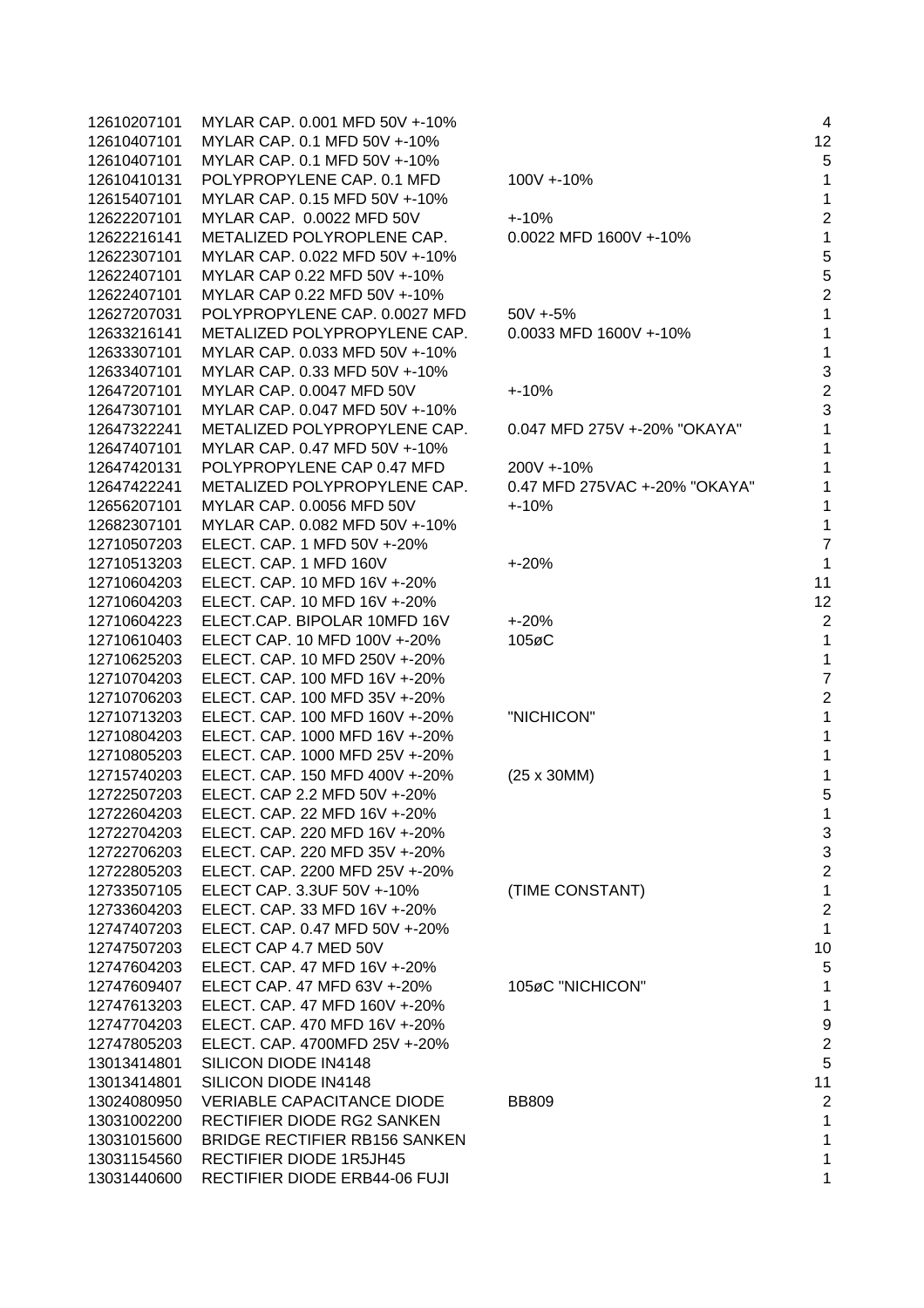| | | | |
|---|---|---|---|
| 12610207101 | MYLAR CAP. 0.001 MFD 50V +-10% | | 4 |
| 12610407101 | MYLAR CAP. 0.1 MFD 50V +-10% | | 12 |
| 12610407101 | MYLAR CAP. 0.1 MFD 50V +-10% | | 5 |
| 12610410131 | POLYPROPYLENE CAP. 0.1 MFD | 100V +-10% | 1 |
| 12615407101 | MYLAR CAP. 0.15 MFD 50V +-10% | | 1 |
| 12622207101 | MYLAR CAP.  0.0022 MFD 50V | +-10% | 2 |
| 12622216141 | METALIZED POLYROPLENE CAP. | 0.0022 MFD 1600V +-10% | 1 |
| 12622307101 | MYLAR CAP. 0.022 MFD 50V +-10% | | 5 |
| 12622407101 | MYLAR CAP 0.22 MFD 50V +-10% | | 5 |
| 12622407101 | MYLAR CAP 0.22 MFD 50V +-10% | | 2 |
| 12627207031 | POLYPROPYLENE CAP. 0.0027 MFD | 50V +-5% | 1 |
| 12633216141 | METALIZED POLYPROPYLENE CAP. | 0.0033 MFD 1600V +-10% | 1 |
| 12633307101 | MYLAR CAP. 0.033 MFD 50V +-10% | | 1 |
| 12633407101 | MYLAR CAP. 0.33 MFD 50V +-10% | | 3 |
| 12647207101 | MYLAR CAP. 0.0047 MFD 50V | +-10% | 2 |
| 12647307101 | MYLAR CAP. 0.047 MFD 50V +-10% | | 3 |
| 12647322241 | METALIZED POLYPROPYLENE CAP. | 0.047 MFD 275V +-20% "OKAYA" | 1 |
| 12647407101 | MYLAR CAP. 0.47 MFD 50V +-10% | | 1 |
| 12647420131 | POLYPROPYLENE CAP 0.47 MFD | 200V +-10% | 1 |
| 12647422241 | METALIZED POLYPROPYLENE CAP. | 0.47 MFD 275VAC +-20% "OKAYA" | 1 |
| 12656207101 | MYLAR CAP. 0.0056 MFD 50V | +-10% | 1 |
| 12682307101 | MYLAR CAP. 0.082 MFD 50V +-10% | | 1 |
| 12710507203 | ELECT. CAP. 1 MFD 50V +-20% | | 7 |
| 12710513203 | ELECT. CAP. 1 MFD 160V | +-20% | 1 |
| 12710604203 | ELECT. CAP. 10 MFD 16V +-20% | | 11 |
| 12710604203 | ELECT. CAP. 10 MFD 16V +-20% | | 12 |
| 12710604223 | ELECT.CAP. BIPOLAR 10MFD 16V | +-20% | 2 |
| 12710610403 | ELECT CAP. 10 MFD 100V +-20% | 105øC | 1 |
| 12710625203 | ELECT. CAP. 10 MFD 250V +-20% | | 1 |
| 12710704203 | ELECT. CAP. 100 MFD 16V +-20% | | 7 |
| 12710706203 | ELECT. CAP. 100 MFD 35V +-20% | | 2 |
| 12710713203 | ELECT. CAP. 100 MFD 160V +-20% | "NICHICON" | 1 |
| 12710804203 | ELECT. CAP. 1000 MFD 16V +-20% | | 1 |
| 12710805203 | ELECT. CAP. 1000 MFD 25V +-20% | | 1 |
| 12715740203 | ELECT. CAP. 150 MFD 400V +-20% | (25 x 30MM) | 1 |
| 12722507203 | ELECT. CAP 2.2 MFD 50V +-20% | | 5 |
| 12722604203 | ELECT. CAP. 22 MFD 16V +-20% | | 1 |
| 12722704203 | ELECT. CAP. 220 MFD 16V +-20% | | 3 |
| 12722706203 | ELECT. CAP. 220 MFD 35V +-20% | | 3 |
| 12722805203 | ELECT. CAP. 2200 MFD 25V +-20% | | 2 |
| 12733507105 | ELECT CAP. 3.3UF 50V +-10% | (TIME CONSTANT) | 1 |
| 12733604203 | ELECT. CAP. 33 MFD 16V +-20% | | 2 |
| 12747407203 | ELECT. CAP. 0.47 MFD 50V +-20% | | 1 |
| 12747507203 | ELECT CAP 4.7 MED 50V | | 10 |
| 12747604203 | ELECT. CAP. 47 MFD 16V +-20% | | 5 |
| 12747609407 | ELECT CAP. 47 MFD 63V +-20% | 105øC "NICHICON" | 1 |
| 12747613203 | ELECT. CAP. 47 MFD 160V +-20% | | 1 |
| 12747704203 | ELECT. CAP. 470 MFD 16V +-20% | | 9 |
| 12747805203 | ELECT. CAP. 4700MFD 25V +-20% | | 2 |
| 13013414801 | SILICON DIODE IN4148 | | 5 |
| 13013414801 | SILICON DIODE IN4148 | | 11 |
| 13024080950 | VERIABLE CAPACITANCE DIODE | BB809 | 2 |
| 13031002200 | RECTIFIER DIODE RG2 SANKEN | | 1 |
| 13031015600 | BRIDGE RECTIFIER RB156 SANKEN | | 1 |
| 13031154560 | RECTIFIER DIODE 1R5JH45 | | 1 |
| 13031440600 | RECTIFIER DIODE ERB44-06 FUJI | | 1 |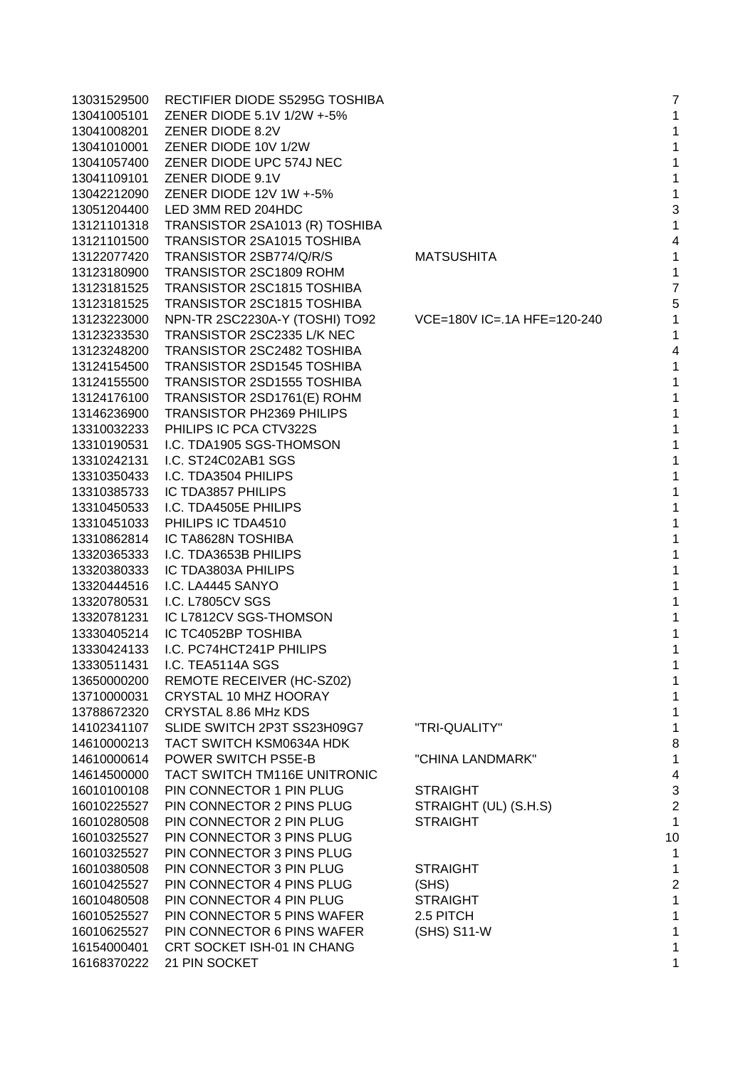| | | | |
|---|---|---|---|
| 13031529500 | RECTIFIER DIODE S5295G TOSHIBA | | 7 |
| 13041005101 | ZENER DIODE 5.1V 1/2W +-5% | | 1 |
| 13041008201 | ZENER DIODE 8.2V | | 1 |
| 13041010001 | ZENER DIODE 10V 1/2W | | 1 |
| 13041057400 | ZENER DIODE UPC 574J NEC | | 1 |
| 13041109101 | ZENER DIODE 9.1V | | 1 |
| 13042212090 | ZENER DIODE 12V 1W +-5% | | 1 |
| 13051204400 | LED 3MM RED 204HDC | | 3 |
| 13121101318 | TRANSISTOR 2SA1013 (R) TOSHIBA | | 1 |
| 13121101500 | TRANSISTOR 2SA1015 TOSHIBA | | 4 |
| 13122077420 | TRANSISTOR 2SB774/Q/R/S | MATSUSHITA | 1 |
| 13123180900 | TRANSISTOR 2SC1809 ROHM | | 1 |
| 13123181525 | TRANSISTOR 2SC1815 TOSHIBA | | 7 |
| 13123181525 | TRANSISTOR 2SC1815 TOSHIBA | | 5 |
| 13123223000 | NPN-TR 2SC2230A-Y (TOSHI) TO92 | VCE=180V IC=.1A HFE=120-240 | 1 |
| 13123233530 | TRANSISTOR 2SC2335 L/K NEC | | 1 |
| 13123248200 | TRANSISTOR 2SC2482 TOSHIBA | | 4 |
| 13124154500 | TRANSISTOR 2SD1545 TOSHIBA | | 1 |
| 13124155500 | TRANSISTOR 2SD1555 TOSHIBA | | 1 |
| 13124176100 | TRANSISTOR 2SD1761(E) ROHM | | 1 |
| 13146236900 | TRANSISTOR PH2369 PHILIPS | | 1 |
| 13310032233 | PHILIPS IC PCA CTV322S | | 1 |
| 13310190531 | I.C. TDA1905 SGS-THOMSON | | 1 |
| 13310242131 | I.C. ST24C02AB1 SGS | | 1 |
| 13310350433 | I.C. TDA3504 PHILIPS | | 1 |
| 13310385733 | IC TDA3857 PHILIPS | | 1 |
| 13310450533 | I.C. TDA4505E PHILIPS | | 1 |
| 13310451033 | PHILIPS IC TDA4510 | | 1 |
| 13310862814 | IC TA8628N TOSHIBA | | 1 |
| 13320365333 | I.C. TDA3653B PHILIPS | | 1 |
| 13320380333 | IC TDA3803A PHILIPS | | 1 |
| 13320444516 | I.C. LA4445 SANYO | | 1 |
| 13320780531 | I.C. L7805CV SGS | | 1 |
| 13320781231 | IC L7812CV SGS-THOMSON | | 1 |
| 13330405214 | IC TC4052BP TOSHIBA | | 1 |
| 13330424133 | I.C. PC74HCT241P PHILIPS | | 1 |
| 13330511431 | I.C. TEA5114A SGS | | 1 |
| 13650000200 | REMOTE RECEIVER (HC-SZ02) | | 1 |
| 13710000031 | CRYSTAL 10 MHZ HOORAY | | 1 |
| 13788672320 | CRYSTAL 8.86 MHz KDS | | 1 |
| 14102341107 | SLIDE SWITCH 2P3T SS23H09G7 | "TRI-QUALITY" | 1 |
| 14610000213 | TACT SWITCH KSM0634A HDK | | 8 |
| 14610000614 | POWER SWITCH PS5E-B | "CHINA LANDMARK" | 1 |
| 14614500000 | TACT SWITCH TM116E UNITRONIC | | 4 |
| 16010100108 | PIN CONNECTOR 1 PIN PLUG | STRAIGHT | 3 |
| 16010225527 | PIN CONNECTOR 2 PINS PLUG | STRAIGHT (UL) (S.H.S) | 2 |
| 16010280508 | PIN CONNECTOR 2 PIN PLUG | STRAIGHT | 1 |
| 16010325527 | PIN CONNECTOR 3 PINS PLUG | | 10 |
| 16010325527 | PIN CONNECTOR 3 PINS PLUG | | 1 |
| 16010380508 | PIN CONNECTOR 3 PIN PLUG | STRAIGHT | 1 |
| 16010425527 | PIN CONNECTOR 4 PINS PLUG | (SHS) | 2 |
| 16010480508 | PIN CONNECTOR 4 PIN PLUG | STRAIGHT | 1 |
| 16010525527 | PIN CONNECTOR 5 PINS WAFER | 2.5 PITCH | 1 |
| 16010625527 | PIN CONNECTOR 6 PINS WAFER | (SHS) S11-W | 1 |
| 16154000401 | CRT SOCKET ISH-01 IN CHANG | | 1 |
| 16168370222 | 21 PIN SOCKET | | 1 |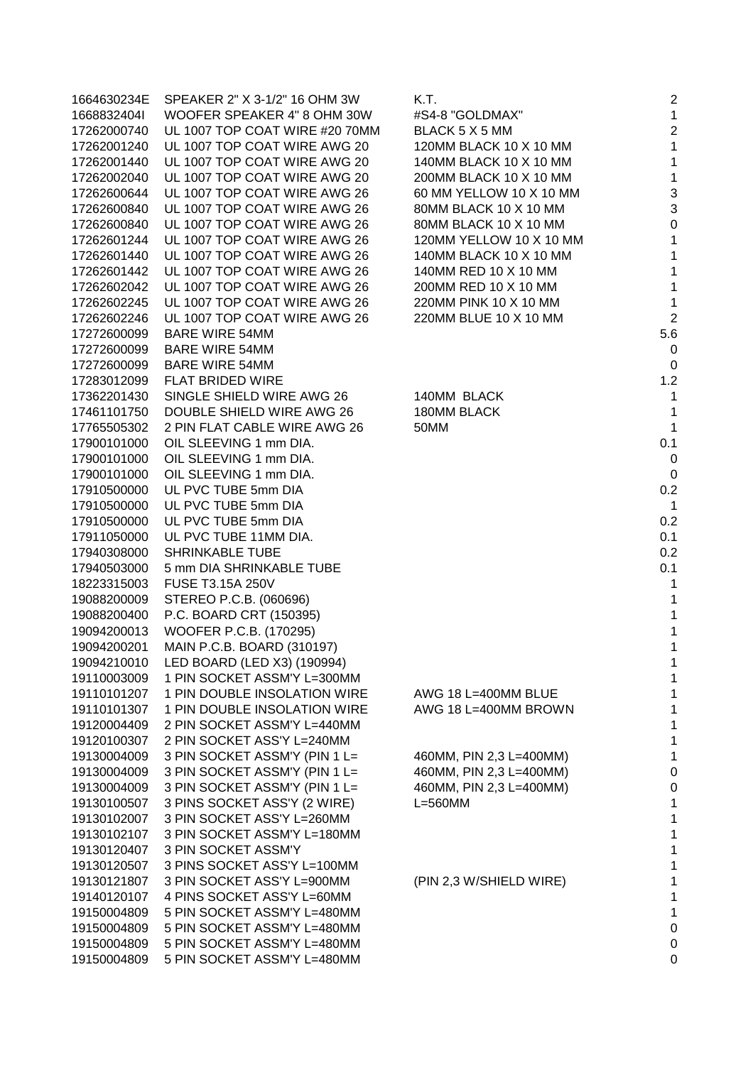| | | | |
|---|---|---|---|
| 1664630234E | SPEAKER 2" X 3-1/2" 16 OHM 3W | K.T. | 2 |
| 1668832404I | WOOFER SPEAKER 4" 8 OHM 30W | #S4-8 "GOLDMAX" | 1 |
| 17262000740 | UL 1007 TOP COAT WIRE #20 70MM | BLACK 5 X 5 MM | 2 |
| 17262001240 | UL 1007 TOP COAT WIRE AWG 20 | 120MM BLACK 10 X 10 MM | 1 |
| 17262001440 | UL 1007 TOP COAT WIRE AWG 20 | 140MM BLACK 10 X 10 MM | 1 |
| 17262002040 | UL 1007 TOP COAT WIRE AWG 20 | 200MM BLACK 10 X 10 MM | 1 |
| 17262600644 | UL 1007 TOP COAT WIRE AWG 26 | 60 MM YELLOW 10 X 10 MM | 3 |
| 17262600840 | UL 1007 TOP COAT WIRE AWG 26 | 80MM BLACK 10 X 10 MM | 3 |
| 17262600840 | UL 1007 TOP COAT WIRE AWG 26 | 80MM BLACK 10 X 10 MM | 0 |
| 17262601244 | UL 1007 TOP COAT WIRE AWG 26 | 120MM YELLOW 10 X 10 MM | 1 |
| 17262601440 | UL 1007 TOP COAT WIRE AWG 26 | 140MM BLACK 10 X 10 MM | 1 |
| 17262601442 | UL 1007 TOP COAT WIRE AWG 26 | 140MM RED 10 X 10 MM | 1 |
| 17262602042 | UL 1007 TOP COAT WIRE AWG 26 | 200MM RED 10 X 10 MM | 1 |
| 17262602245 | UL 1007 TOP COAT WIRE AWG 26 | 220MM PINK 10 X 10 MM | 1 |
| 17262602246 | UL 1007 TOP COAT WIRE AWG 26 | 220MM BLUE 10 X 10 MM | 2 |
| 17272600099 | BARE WIRE 54MM | | 5.6 |
| 17272600099 | BARE WIRE 54MM | | 0 |
| 17272600099 | BARE WIRE 54MM | | 0 |
| 17283012099 | FLAT BRIDED WIRE | | 1.2 |
| 17362201430 | SINGLE SHIELD WIRE AWG 26 | 140MM BLACK | 1 |
| 17461101750 | DOUBLE SHIELD WIRE AWG 26 | 180MM BLACK | 1 |
| 17765505302 | 2 PIN FLAT CABLE WIRE AWG 26 | 50MM | 1 |
| 17900101000 | OIL SLEEVING 1 mm DIA. | | 0.1 |
| 17900101000 | OIL SLEEVING 1 mm DIA. | | 0 |
| 17900101000 | OIL SLEEVING 1 mm DIA. | | 0 |
| 17910500000 | UL PVC TUBE 5mm DIA | | 0.2 |
| 17910500000 | UL PVC TUBE 5mm DIA | | 1 |
| 17910500000 | UL PVC TUBE 5mm DIA | | 0.2 |
| 17911050000 | UL PVC TUBE 11MM DIA. | | 0.1 |
| 17940308000 | SHRINKABLE TUBE | | 0.2 |
| 17940503000 | 5 mm DIA SHRINKABLE TUBE | | 0.1 |
| 18223315003 | FUSE T3.15A 250V | | 1 |
| 19088200009 | STEREO P.C.B. (060696) | | 1 |
| 19088200400 | P.C. BOARD CRT (150395) | | 1 |
| 19094200013 | WOOFER P.C.B. (170295) | | 1 |
| 19094200201 | MAIN P.C.B. BOARD (310197) | | 1 |
| 19094210010 | LED BOARD (LED X3) (190994) | | 1 |
| 19110003009 | 1 PIN SOCKET ASSM'Y L=300MM | | 1 |
| 19110101207 | 1 PIN DOUBLE INSOLATION WIRE | AWG 18 L=400MM BLUE | 1 |
| 19110101307 | 1 PIN DOUBLE INSOLATION WIRE | AWG 18 L=400MM BROWN | 1 |
| 19120004409 | 2 PIN SOCKET ASSM'Y L=440MM | | 1 |
| 19120100307 | 2 PIN SOCKET ASS'Y L=240MM | | 1 |
| 19130004009 | 3 PIN SOCKET ASSM'Y (PIN 1 L= | 460MM, PIN 2,3 L=400MM) | 1 |
| 19130004009 | 3 PIN SOCKET ASSM'Y (PIN 1 L= | 460MM, PIN 2,3 L=400MM) | 0 |
| 19130004009 | 3 PIN SOCKET ASSM'Y (PIN 1 L= | 460MM, PIN 2,3 L=400MM) | 0 |
| 19130100507 | 3 PINS SOCKET ASS'Y (2 WIRE) | L=560MM | 1 |
| 19130102007 | 3 PIN SOCKET ASS'Y L=260MM | | 1 |
| 19130102107 | 3 PIN SOCKET ASSM'Y L=180MM | | 1 |
| 19130120407 | 3 PIN SOCKET ASSM'Y | | 1 |
| 19130120507 | 3 PINS SOCKET ASS'Y L=100MM | | 1 |
| 19130121807 | 3 PIN SOCKET ASS'Y L=900MM | (PIN 2,3 W/SHIELD WIRE) | 1 |
| 19140120107 | 4 PINS SOCKET ASS'Y L=60MM | | 1 |
| 19150004809 | 5 PIN SOCKET ASSM'Y L=480MM | | 1 |
| 19150004809 | 5 PIN SOCKET ASSM'Y L=480MM | | 0 |
| 19150004809 | 5 PIN SOCKET ASSM'Y L=480MM | | 0 |
| 19150004809 | 5 PIN SOCKET ASSM'Y L=480MM | | 0 |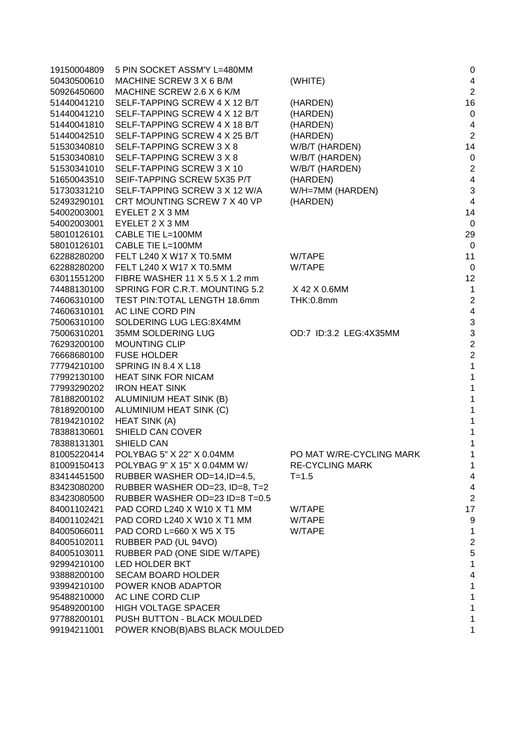| | | | |
|---|---|---|---|
| 19150004809 | 5 PIN SOCKET ASSM'Y L=480MM | | 0 |
| 50430500610 | MACHINE SCREW 3 X 6 B/M | (WHITE) | 4 |
| 50926450600 | MACHINE SCREW 2.6 X 6 K/M | | 2 |
| 51440041210 | SELF-TAPPING SCREW 4 X 12 B/T | (HARDEN) | 16 |
| 51440041210 | SELF-TAPPING SCREW 4 X 12 B/T | (HARDEN) | 0 |
| 51440041810 | SELF-TAPPING SCREW 4 X 18 B/T | (HARDEN) | 4 |
| 51440042510 | SELF-TAPPING SCREW 4 X 25 B/T | (HARDEN) | 2 |
| 51530340810 | SELF-TAPPING SCREW 3 X 8 | W/B/T (HARDEN) | 14 |
| 51530340810 | SELF-TAPPING SCREW 3 X 8 | W/B/T (HARDEN) | 0 |
| 51530341010 | SELF-TAPPING SCREW 3 X 10 | W/B/T (HARDEN) | 2 |
| 51650043510 | SEIF-TAPPING SCREW 5X35 P/T | (HARDEN) | 4 |
| 51730331210 | SELF-TAPPING SCREW 3 X 12 W/A | W/H=7MM (HARDEN) | 3 |
| 52493290101 | CRT MOUNTING SCREW 7 X 40 VP | (HARDEN) | 4 |
| 54002003001 | EYELET 2 X 3 MM | | 14 |
| 54002003001 | EYELET 2 X 3 MM | | 0 |
| 58010126101 | CABLE TIE L=100MM | | 29 |
| 58010126101 | CABLE TIE L=100MM | | 0 |
| 62288280200 | FELT L240 X W17 X T0.5MM | W/TAPE | 11 |
| 62288280200 | FELT L240 X W17 X T0.5MM | W/TAPE | 0 |
| 63011551200 | FIBRE WASHER 11 X 5.5 X 1.2 mm | | 12 |
| 74488130100 | SPRING FOR C.R.T. MOUNTING 5.2 | X 42 X 0.6MM | 1 |
| 74606310100 | TEST PIN:TOTAL LENGTH 18.6mm | THK:0.8mm | 2 |
| 74606310101 | AC LINE CORD PIN | | 4 |
| 75006310100 | SOLDERING LUG LEG:8X4MM | | 3 |
| 75006310201 | 35MM SOLDERING LUG | OD:7 ID:3.2 LEG:4X35MM | 3 |
| 76293200100 | MOUNTING CLIP | | 2 |
| 76668680100 | FUSE HOLDER | | 2 |
| 77794210100 | SPRING IN 8.4 X L18 | | 1 |
| 77992130100 | HEAT SINK FOR NICAM | | 1 |
| 77993290202 | IRON HEAT SINK | | 1 |
| 78188200102 | ALUMINIUM HEAT SINK (B) | | 1 |
| 78189200100 | ALUMINIUM HEAT SINK (C) | | 1 |
| 78194210102 | HEAT SINK (A) | | 1 |
| 78388130601 | SHIELD CAN COVER | | 1 |
| 78388131301 | SHIELD CAN | | 1 |
| 81005220414 | POLYBAG 5" X 22" X 0.04MM | PO MAT W/RE-CYCLING MARK | 1 |
| 81009150413 | POLYBAG 9" X 15" X 0.04MM W/ | RE-CYCLING MARK | 1 |
| 83414451500 | RUBBER WASHER OD=14,ID=4.5, | T=1.5 | 4 |
| 83423080200 | RUBBER WASHER OD=23, ID=8, T=2 | | 4 |
| 83423080500 | RUBBER WASHER OD=23 ID=8 T=0.5 | | 2 |
| 84001102421 | PAD CORD L240 X W10 X T1 MM | W/TAPE | 17 |
| 84001102421 | PAD CORD L240 X W10 X T1 MM | W/TAPE | 9 |
| 84005066011 | PAD CORD L=660 X W5 X T5 | W/TAPE | 1 |
| 84005102011 | RUBBER PAD (UL 94VO) | | 2 |
| 84005103011 | RUBBER PAD (ONE SIDE W/TAPE) | | 5 |
| 92994210100 | LED HOLDER BKT | | 1 |
| 93888200100 | SECAM BOARD HOLDER | | 4 |
| 93994210100 | POWER KNOB ADAPTOR | | 1 |
| 95488210000 | AC LINE CORD CLIP | | 1 |
| 95489200100 | HIGH VOLTAGE SPACER | | 1 |
| 97788200101 | PUSH BUTTON - BLACK MOULDED | | 1 |
| 99194211001 | POWER KNOB(B)ABS BLACK MOULDED | | 1 |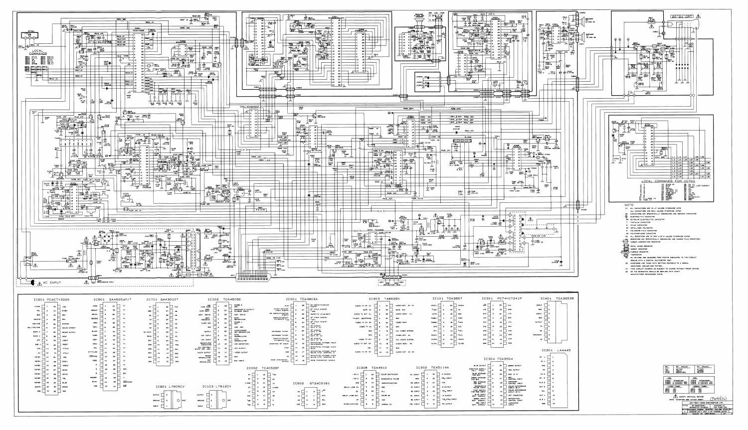LOCAL COMMANDS

AC INPUT

LOCAL COMMANDS FOR IC701

NOTE:

IC601 PCA84C122S

IC801 SAA5254P/T

IC701 SAA3010T

IC102 TDA4505E

IC001 TDA3803A

IC303 TA8626N

IC101 TDA3857

IC301 PC74HCT241P

IC401 TDA3653B

IC002 TC4052BP

IC305 TDA4510

IC302 TEA5114A

IC304 TDA3504

IC201 LA4445

IC602 ST24C01B1

IC901 L7805CV

IC103 L7812CV